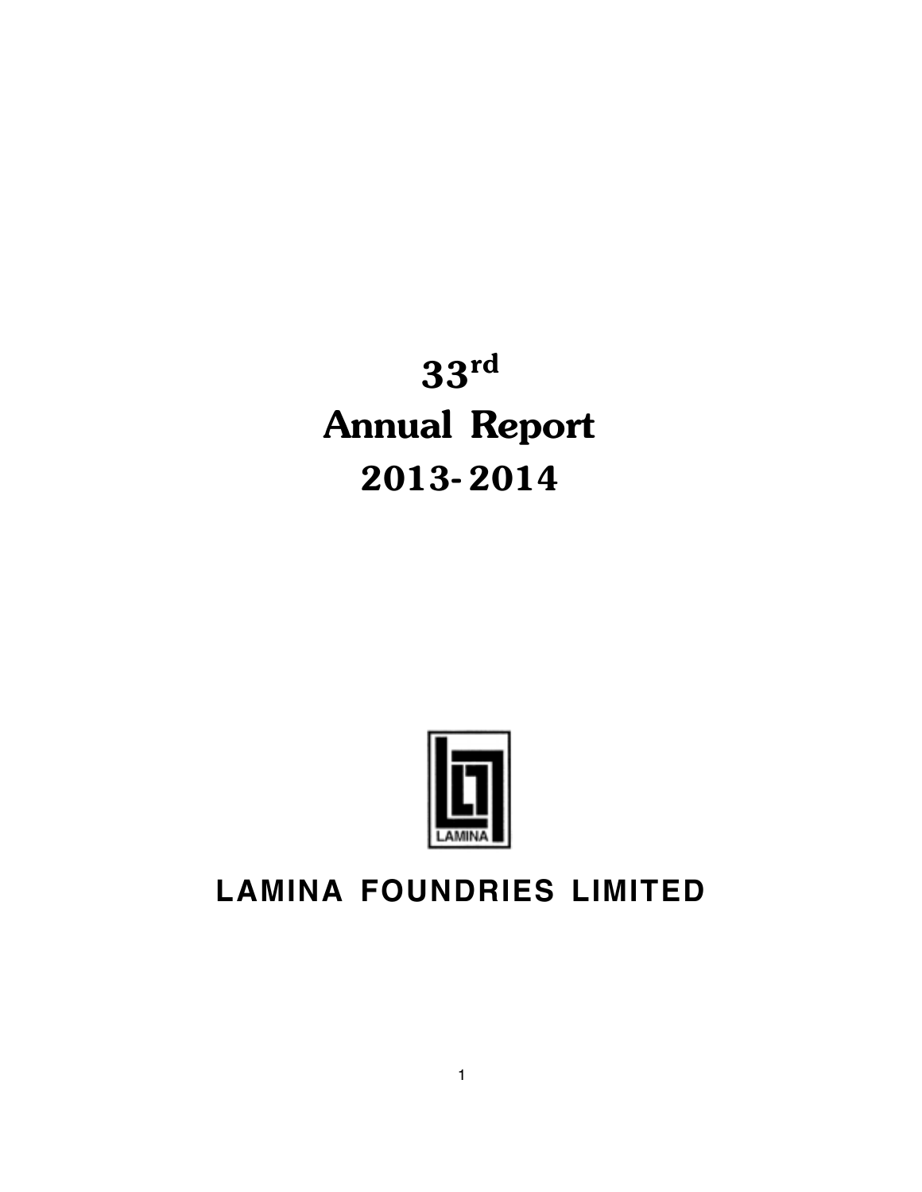# 33rd Annual Report 2013- 2014

LAMINA

## LAMINA FOUNDRIES LIMITED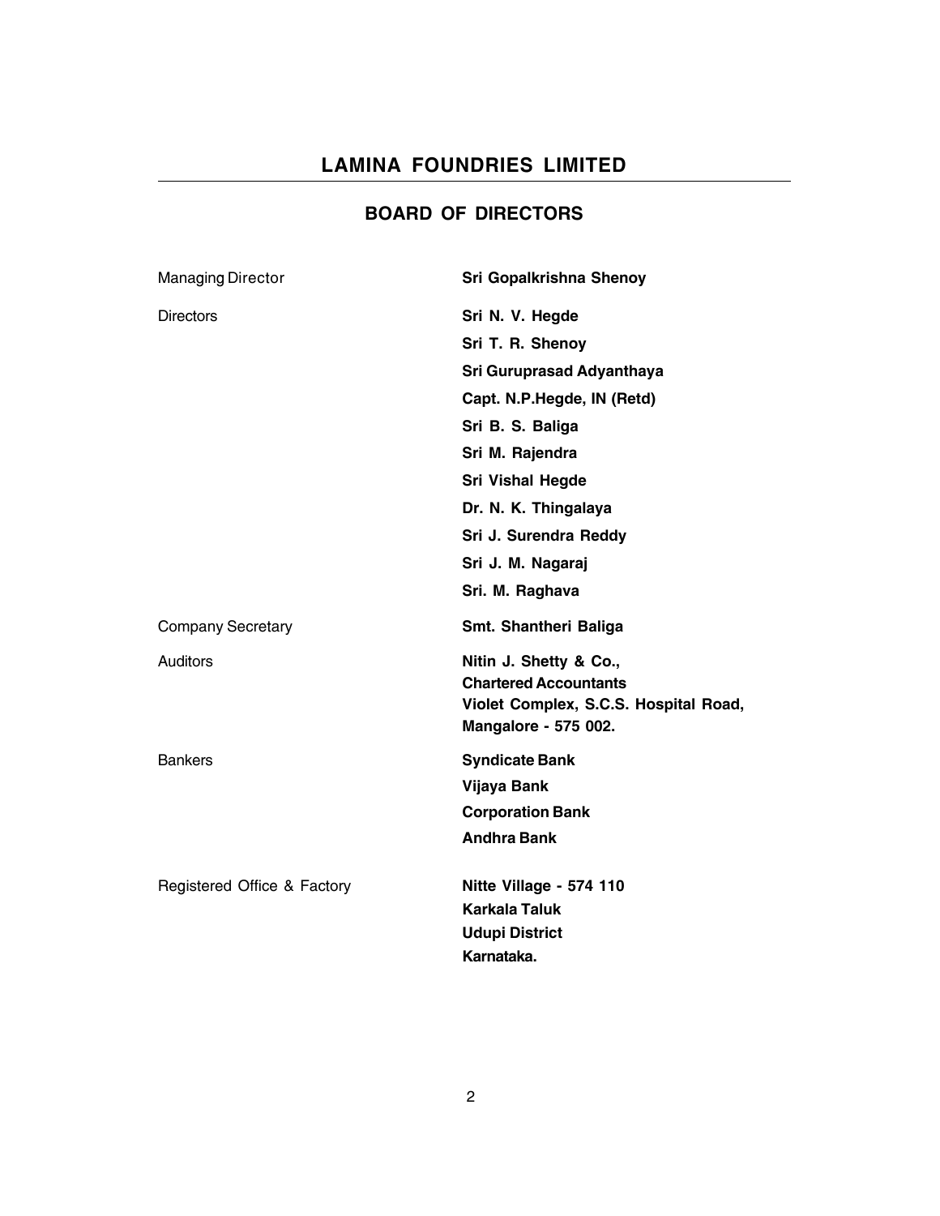# LAMINA FOUNDRIES LIMITED

## BOARD OF DIRECTORS

| | |
|---|---|
| Managing Director | **Sri Gopalkrishna Shenoy** |
| Directors | **Sri N. V. Hegde** |
| | **Sri T. R. Shenoy** |
| | **Sri Guruprasad Adyanthaya** |
| | **Capt. N.P.Hegde, IN (Retd)** |
| | **Sri B. S. Baliga** |
| | **Sri M. Rajendra** |
| | **Sri Vishal Hegde** |
| | **Dr. N. K. Thingalaya** |
| | **Sri J. Surendra Reddy** |
| | **Sri J. M. Nagaraj** |
| | **Sri. M. Raghava** |
| Company Secretary | **Smt. Shantheri Baliga** |
| Auditors | **Nitin J. Shetty & Co., Chartered Accountants Violet Complex, S.C.S. Hospital Road, Mangalore - 575 002.** |
| Bankers | **Syndicate Bank** |
| | **Vijaya Bank** |
| | **Corporation Bank** |
| | **Andhra Bank** |
| Registered Office & Factory | **Nitte Village - 574 110 Karkala Taluk Udupi District Karnataka.** |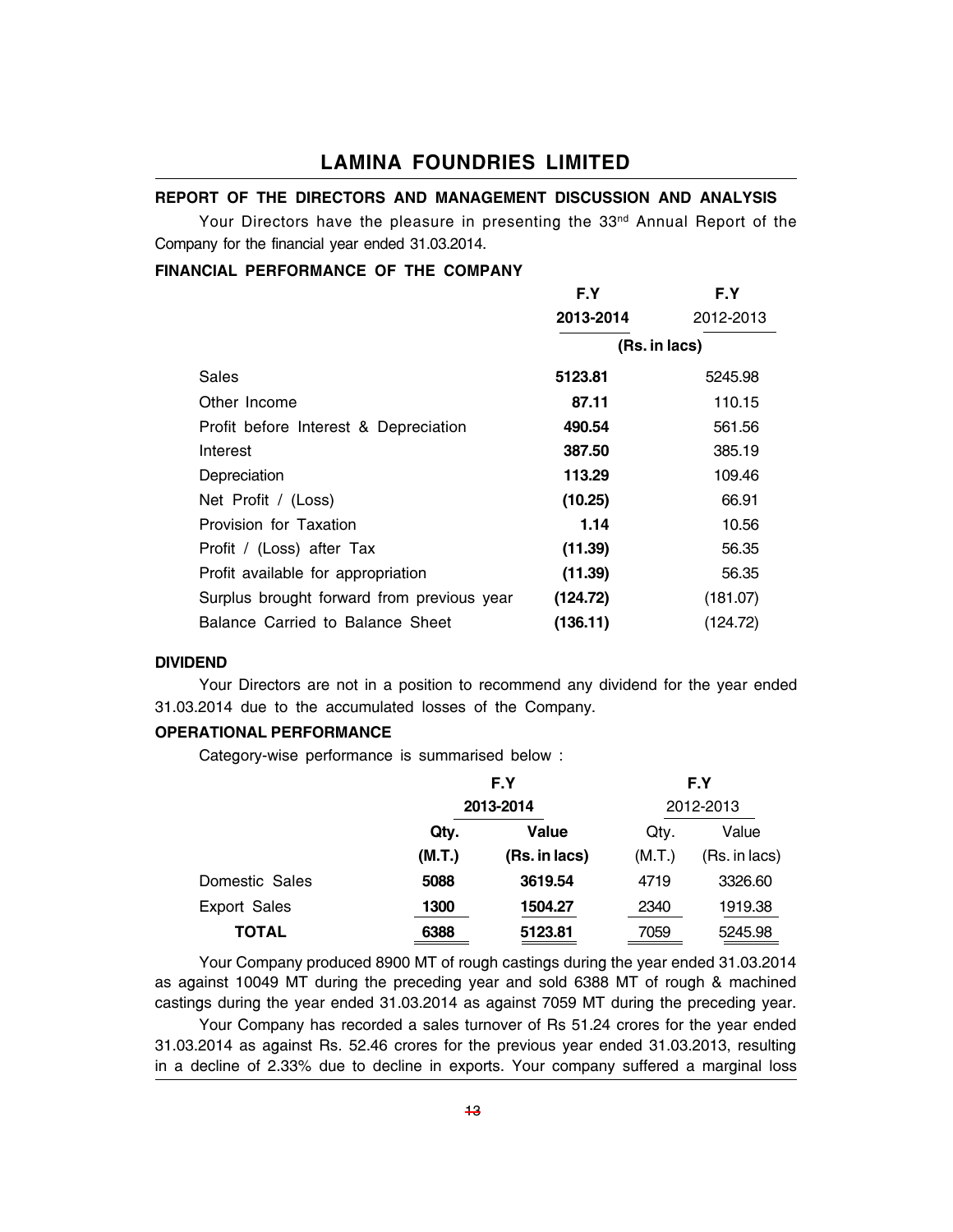## LAMINA FOUNDRIES LIMITED

### REPORT OF THE DIRECTORS AND MANAGEMENT DISCUSSION AND ANALYSIS

Your Directors have the pleasure in presenting the 33rd Annual Report of the Company for the financial year ended 31.03.2014.

### FINANCIAL PERFORMANCE OF THE COMPANY

| | F.Y 2013-2014 | F.Y 2012-2013 |
|---|---|---|
| | (Rs. in lacs) | |
| Sales | **5123.81** | 5245.98 |
| Other Income | **87.11** | 110.15 |
| Profit before Interest & Depreciation | **490.54** | 561.56 |
| Interest | **387.50** | 385.19 |
| Depreciation | **113.29** | 109.46 |
| Net Profit / (Loss) | **(10.25)** | 66.91 |
| Provision for Taxation | **1.14** | 10.56 |
| Profit / (Loss) after Tax | **(11.39)** | 56.35 |
| Profit available for appropriation | **(11.39)** | 56.35 |
| Surplus brought forward from previous year | **(124.72)** | (181.07) |
| Balance Carried to Balance Sheet | **(136.11)** | (124.72) |

### DIVIDEND

Your Directors are not in a position to recommend any dividend for the year ended 31.03.2014 due to the accumulated losses of the Company.

### OPERATIONAL PERFORMANCE

Category-wise performance is summarised below :

| | F.Y 2013-2014 | | F.Y 2012-2013 | |
|---|---|---|---|---|
| | Qty. (M.T.) | Value (Rs. in lacs) | Qty. (M.T.) | Value (Rs. in lacs) |
| Domestic Sales | **5088** | **3619.54** | 4719 | 3326.60 |
| Export Sales | **1300** | **1504.27** | 2340 | 1919.38 |
| **TOTAL** | **6388** | **5123.81** | 7059 | 5245.98 |

Your Company produced 8900 MT of rough castings during the year ended 31.03.2014 as against 10049 MT during the preceding year and sold 6388 MT of rough & machined castings during the year ended 31.03.2014 as against 7059 MT during the preceding year.

Your Company has recorded a sales turnover of Rs 51.24 crores for the year ended 31.03.2014 as against Rs. 52.46 crores for the previous year ended 31.03.2013, resulting in a decline of 2.33% due to decline in exports. Your company suffered a marginal loss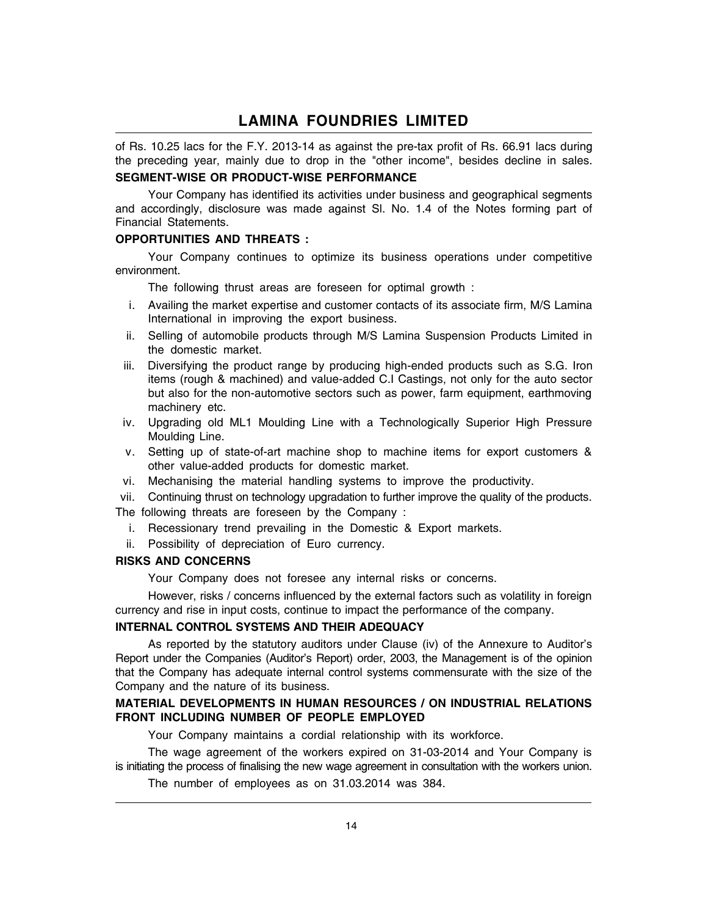of Rs. 10.25 lacs for the F.Y. 2013-14 as against the pre-tax profit of Rs. 66.91 lacs during the preceding year, mainly due to drop in the "other income", besides decline in sales.

**SEGMENT-WISE OR PRODUCT-WISE PERFORMANCE**

Your Company has identified its activities under business and geographical segments and accordingly, disclosure was made against Sl. No. 1.4 of the Notes forming part of Financial Statements.

**OPPORTUNITIES AND THREATS :**

Your Company continues to optimize its business operations under competitive environment.

The following thrust areas are foreseen for optimal growth :

i. Availing the market expertise and customer contacts of its associate firm, M/S Lamina International in improving the export business.

ii. Selling of automobile products through M/S Lamina Suspension Products Limited in the domestic market.

iii. Diversifying the product range by producing high-ended products such as S.G. Iron items (rough & machined) and value-added C.I Castings, not only for the auto sector but also for the non-automotive sectors such as power, farm equipment, earthmoving machinery etc.

iv. Upgrading old ML1 Moulding Line with a Technologically Superior High Pressure Moulding Line.

v. Setting up of state-of-art machine shop to machine items for export customers & other value-added products for domestic market.

vi. Mechanising the material handling systems to improve the productivity.

vii. Continuing thrust on technology upgradation to further improve the quality of the products.

The following threats are foreseen by the Company :

i. Recessionary trend prevailing in the Domestic & Export markets.

ii. Possibility of depreciation of Euro currency.

**RISKS AND CONCERNS**

Your Company does not foresee any internal risks or concerns.

However, risks / concerns influenced by the external factors such as volatility in foreign currency and rise in input costs, continue to impact the performance of the company.

**INTERNAL CONTROL SYSTEMS AND THEIR ADEQUACY**

As reported by the statutory auditors under Clause (iv) of the Annexure to Auditor's Report under the Companies (Auditor's Report) order, 2003, the Management is of the opinion that the Company has adequate internal control systems commensurate with the size of the Company and the nature of its business.

**MATERIAL DEVELOPMENTS IN HUMAN RESOURCES / ON INDUSTRIAL RELATIONS FRONT INCLUDING NUMBER OF PEOPLE EMPLOYED**

Your Company maintains a cordial relationship with its workforce.

The wage agreement of the workers expired on 31-03-2014 and Your Company is is initiating the process of finalising the new wage agreement in consultation with the workers union.

The number of employees as on 31.03.2014 was 384.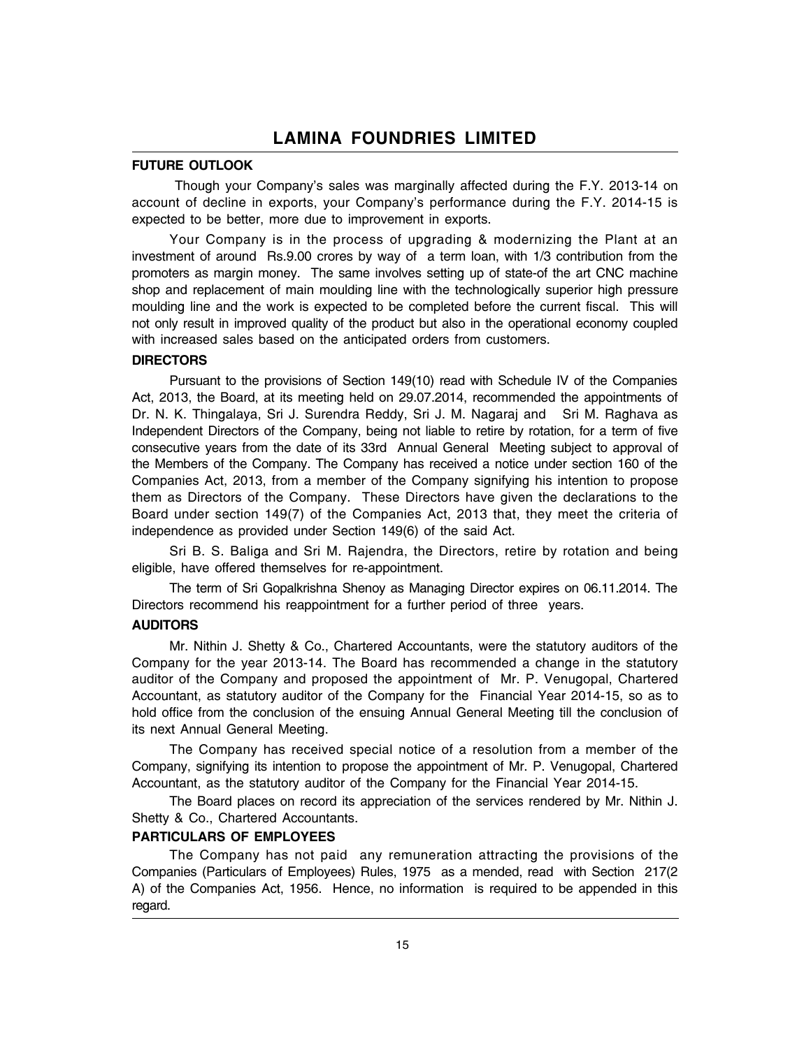## FUTURE OUTLOOK

Though your Company's sales was marginally affected during the F.Y. 2013-14 on account of decline in exports, your Company's performance during the F.Y. 2014-15 is expected to be better, more due to improvement in exports.

Your Company is in the process of upgrading & modernizing the Plant at an investment of around Rs.9.00 crores by way of a term loan, with 1/3 contribution from the promoters as margin money. The same involves setting up of state-of the art CNC machine shop and replacement of main moulding line with the technologically superior high pressure moulding line and the work is expected to be completed before the current fiscal. This will not only result in improved quality of the product but also in the operational economy coupled with increased sales based on the anticipated orders from customers.

## DIRECTORS

Pursuant to the provisions of Section 149(10) read with Schedule IV of the Companies Act, 2013, the Board, at its meeting held on 29.07.2014, recommended the appointments of Dr. N. K. Thingalaya, Sri J. Surendra Reddy, Sri J. M. Nagaraj and Sri M. Raghava as Independent Directors of the Company, being not liable to retire by rotation, for a term of five consecutive years from the date of its 33rd Annual General Meeting subject to approval of the Members of the Company. The Company has received a notice under section 160 of the Companies Act, 2013, from a member of the Company signifying his intention to propose them as Directors of the Company. These Directors have given the declarations to the Board under section 149(7) of the Companies Act, 2013 that, they meet the criteria of independence as provided under Section 149(6) of the said Act.

Sri B. S. Baliga and Sri M. Rajendra, the Directors, retire by rotation and being eligible, have offered themselves for re-appointment.

The term of Sri Gopalkrishna Shenoy as Managing Director expires on 06.11.2014. The Directors recommend his reappointment for a further period of three years.

## AUDITORS

Mr. Nithin J. Shetty & Co., Chartered Accountants, were the statutory auditors of the Company for the year 2013-14. The Board has recommended a change in the statutory auditor of the Company and proposed the appointment of Mr. P. Venugopal, Chartered Accountant, as statutory auditor of the Company for the Financial Year 2014-15, so as to hold office from the conclusion of the ensuing Annual General Meeting till the conclusion of its next Annual General Meeting.

The Company has received special notice of a resolution from a member of the Company, signifying its intention to propose the appointment of Mr. P. Venugopal, Chartered Accountant, as the statutory auditor of the Company for the Financial Year 2014-15.

The Board places on record its appreciation of the services rendered by Mr. Nithin J. Shetty & Co., Chartered Accountants.

## PARTICULARS OF EMPLOYEES

The Company has not paid any remuneration attracting the provisions of the Companies (Particulars of Employees) Rules, 1975 as a mended, read with Section 217(2 A) of the Companies Act, 1956. Hence, no information is required to be appended in this regard.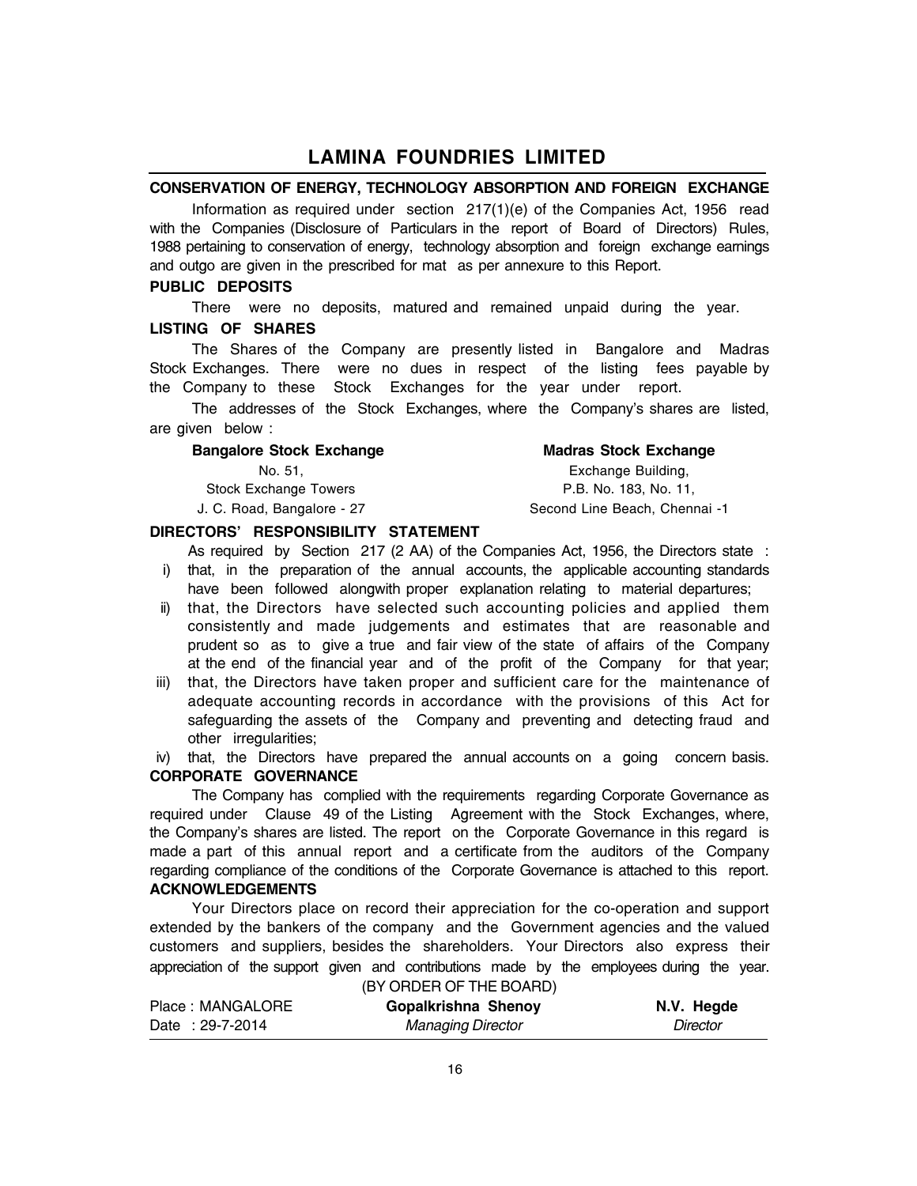## CONSERVATION OF ENERGY, TECHNOLOGY ABSORPTION AND FOREIGN EXCHANGE

Information as required under section 217(1)(e) of the Companies Act, 1956 read with the Companies (Disclosure of Particulars in the report of Board of Directors) Rules, 1988 pertaining to conservation of energy, technology absorption and foreign exchange earnings and outgo are given in the prescribed for mat as per annexure to this Report.

## PUBLIC DEPOSITS

There were no deposits, matured and remained unpaid during the year.

## LISTING OF SHARES

The Shares of the Company are presently listed in Bangalore and Madras Stock Exchanges. There were no dues in respect of the listing fees payable by the Company to these Stock Exchanges for the year under report.

The addresses of the Stock Exchanges, where the Company's shares are listed, are given below :

| **Bangalore Stock Exchange** | **Madras Stock Exchange** |
|---|---|
| No. 51, | Exchange Building, |
| Stock Exchange Towers | P.B. No. 183, No. 11, |
| J. C. Road, Bangalore - 27 | Second Line Beach, Chennai -1 |

## DIRECTORS' RESPONSIBILITY STATEMENT

As required by Section 217 (2 AA) of the Companies Act, 1956, the Directors state :

i) that, in the preparation of the annual accounts, the applicable accounting standards have been followed alongwith proper explanation relating to material departures;

ii) that, the Directors have selected such accounting policies and applied them consistently and made judgements and estimates that are reasonable and prudent so as to give a true and fair view of the state of affairs of the Company at the end of the financial year and of the profit of the Company for that year;

iii) that, the Directors have taken proper and sufficient care for the maintenance of adequate accounting records in accordance with the provisions of this Act for safeguarding the assets of the Company and preventing and detecting fraud and other irregularities;

iv) that, the Directors have prepared the annual accounts on a going concern basis.

## CORPORATE GOVERNANCE

The Company has complied with the requirements regarding Corporate Governance as required under Clause 49 of the Listing Agreement with the Stock Exchanges, where, the Company's shares are listed. The report on the Corporate Governance in this regard is made a part of this annual report and a certificate from the auditors of the Company regarding compliance of the conditions of the Corporate Governance is attached to this report.

## ACKNOWLEDGEMENTS

Your Directors place on record their appreciation for the co-operation and support extended by the bankers of the company and the Government agencies and the valued customers and suppliers, besides the shareholders. Your Directors also express their appreciation of the support given and contributions made by the employees during the year.

(BY ORDER OF THE BOARD)

| | | |
|---|---|---|
| Place : MANGALORE | **Gopalkrishna Shenoy** | **N.V. Hegde** |
| Date : 29-7-2014 | *Managing Director* | *Director* |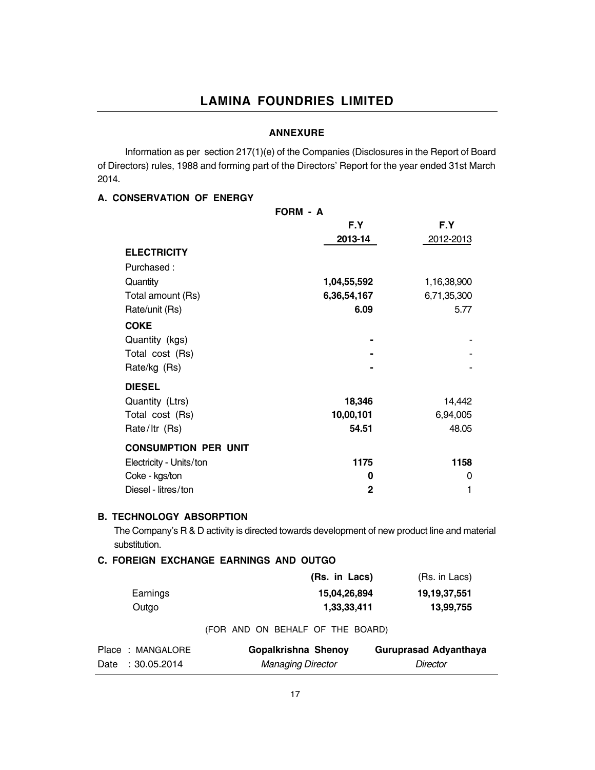# LAMINA FOUNDRIES LIMITED

## ANNEXURE

Information as per section 217(1)(e) of the Companies (Disclosures in the Report of Board of Directors) rules, 1988 and forming part of the Directors' Report for the year ended 31st March 2014.

### A. CONSERVATION OF ENERGY

**FORM - A**

| | F.Y 2013-14 | F.Y 2012-2013 |
|---|---|---|
| **ELECTRICITY** | | |
| Purchased : | | |
| Quantity | **1,04,55,592** | 1,16,38,900 |
| Total amount (Rs) | **6,36,54,167** | 6,71,35,300 |
| Rate/unit (Rs) | **6.09** | 5.77 |
| **COKE** | | |
| Quantity (kgs) | **-** | - |
| Total cost (Rs) | **-** | - |
| Rate/kg (Rs) | **-** | - |
| **DIESEL** | | |
| Quantity (Ltrs) | **18,346** | 14,442 |
| Total cost (Rs) | **10,00,101** | 6,94,005 |
| Rate/ltr (Rs) | **54.51** | 48.05 |
| **CONSUMPTION PER UNIT** | | |
| Electricity - Units/ton | **1175** | **1158** |
| Coke - kgs/ton | **0** | 0 |
| Diesel - litres/ton | **2** | 1 |

### B. TECHNOLOGY ABSORPTION

The Company's R & D activity is directed towards development of new product line and material substitution.

### C. FOREIGN EXCHANGE EARNINGS AND OUTGO

| | (Rs. in Lacs) | (Rs. in Lacs) |
|---|---|---|
| Earnings | **15,04,26,894** | **19,19,37,551** |
| Outgo | **1,33,33,411** | **13,99,755** |

(FOR AND ON BEHALF OF THE BOARD)

| Place : MANGALORE | **Gopalkrishna Shenoy** | **Guruprasad Adyanthaya** |
|---|---|---|
| Date : 30.05.2014 | *Managing Director* | *Director* |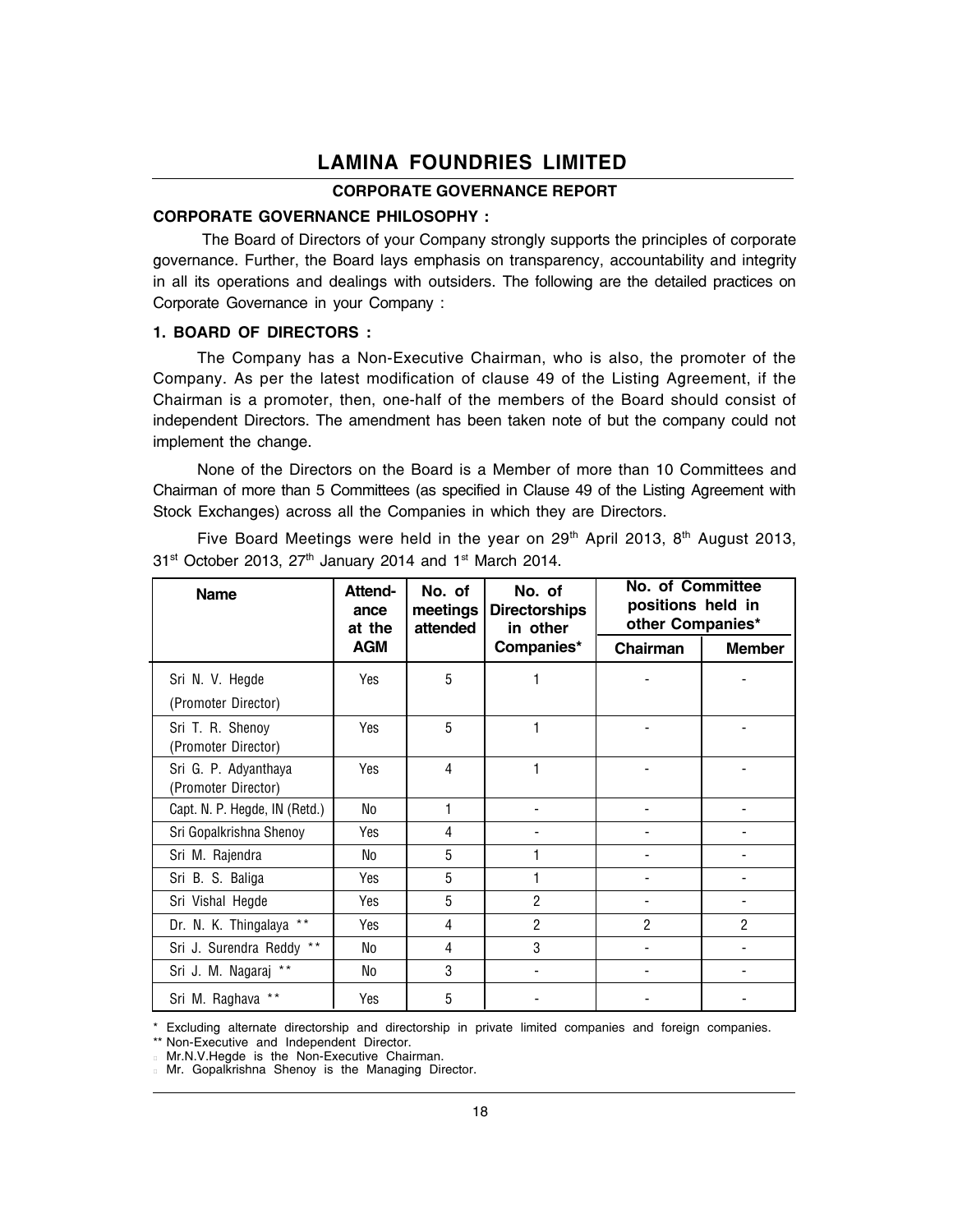# LAMINA FOUNDRIES LIMITED

## CORPORATE GOVERNANCE REPORT

### CORPORATE GOVERNANCE PHILOSOPHY :

The Board of Directors of your Company strongly supports the principles of corporate governance. Further, the Board lays emphasis on transparency, accountability and integrity in all its operations and dealings with outsiders. The following are the detailed practices on Corporate Governance in your Company :

### 1. BOARD OF DIRECTORS :

The Company has a Non-Executive Chairman, who is also, the promoter of the Company. As per the latest modification of clause 49 of the Listing Agreement, if the Chairman is a promoter, then, one-half of the members of the Board should consist of independent Directors. The amendment has been taken note of but the company could not implement the change.

None of the Directors on the Board is a Member of more than 10 Committees and Chairman of more than 5 Committees (as specified in Clause 49 of the Listing Agreement with Stock Exchanges) across all the Companies in which they are Directors.

Five Board Meetings were held in the year on 29th April 2013, 8th August 2013, 31st October 2013, 27th January 2014 and 1st March 2014.

| Name | Attendance at the AGM | No. of meetings attended | No. of Directorships in other Companies* | No. of Committee positions held in other Companies* | |
|---|---|---|---|---|---|
| | | | | Chairman | Member |
| Sri N. V. Hegde (Promoter Director) | Yes | 5 | 1 | - | - |
| Sri T. R. Shenoy (Promoter Director) | Yes | 5 | 1 | - | - |
| Sri G. P. Adyanthaya (Promoter Director) | Yes | 4 | 1 | - | - |
| Capt. N. P. Hegde, IN (Retd.) | No | 1 | - | - | - |
| Sri Gopalkrishna Shenoy | Yes | 4 | - | - | - |
| Sri M. Rajendra | No | 5 | 1 | - | - |
| Sri B. S. Baliga | Yes | 5 | 1 | - | - |
| Sri Vishal Hegde | Yes | 5 | 2 | - | - |
| Dr. N. K. Thingalaya ** | Yes | 4 | 2 | 2 | 2 |
| Sri J. Surendra Reddy ** | No | 4 | 3 | - | - |
| Sri J. M. Nagaraj ** | No | 3 | - | - | - |
| Sri M. Raghava ** | Yes | 5 | - | - | - |

\* Excluding alternate directorship and directorship in private limited companies and foreign companies.

** Non-Executive and Independent Director.

- Mr.N.V.Hegde is the Non-Executive Chairman.
- Mr. Gopalkrishna Shenoy is the Managing Director.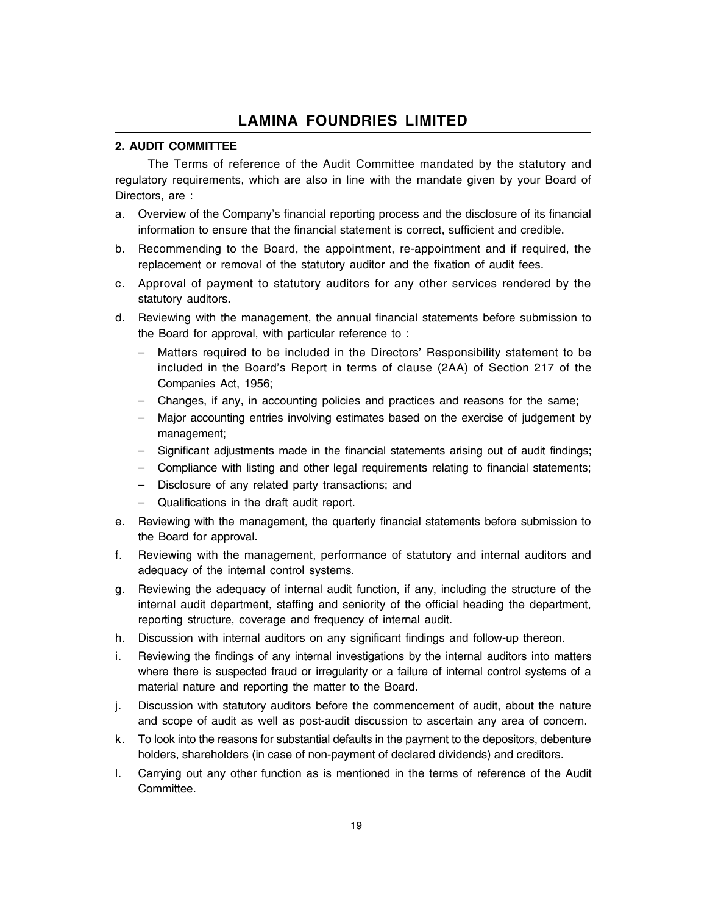## 2. AUDIT COMMITTEE

The Terms of reference of the Audit Committee mandated by the statutory and regulatory requirements, which are also in line with the mandate given by your Board of Directors, are :

a. Overview of the Company's financial reporting process and the disclosure of its financial information to ensure that the financial statement is correct, sufficient and credible.

b. Recommending to the Board, the appointment, re-appointment and if required, the replacement or removal of the statutory auditor and the fixation of audit fees.

c. Approval of payment to statutory auditors for any other services rendered by the statutory auditors.

d. Reviewing with the management, the annual financial statements before submission to the Board for approval, with particular reference to :
   - Matters required to be included in the Directors' Responsibility statement to be included in the Board's Report in terms of clause (2AA) of Section 217 of the Companies Act, 1956;
   - Changes, if any, in accounting policies and practices and reasons for the same;
   - Major accounting entries involving estimates based on the exercise of judgement by management;
   - Significant adjustments made in the financial statements arising out of audit findings;
   - Compliance with listing and other legal requirements relating to financial statements;
   - Disclosure of any related party transactions; and
   - Qualifications in the draft audit report.

e. Reviewing with the management, the quarterly financial statements before submission to the Board for approval.

f. Reviewing with the management, performance of statutory and internal auditors and adequacy of the internal control systems.

g. Reviewing the adequacy of internal audit function, if any, including the structure of the internal audit department, staffing and seniority of the official heading the department, reporting structure, coverage and frequency of internal audit.

h. Discussion with internal auditors on any significant findings and follow-up thereon.

i. Reviewing the findings of any internal investigations by the internal auditors into matters where there is suspected fraud or irregularity or a failure of internal control systems of a material nature and reporting the matter to the Board.

j. Discussion with statutory auditors before the commencement of audit, about the nature and scope of audit as well as post-audit discussion to ascertain any area of concern.

k. To look into the reasons for substantial defaults in the payment to the depositors, debenture holders, shareholders (in case of non-payment of declared dividends) and creditors.

l. Carrying out any other function as is mentioned in the terms of reference of the Audit Committee.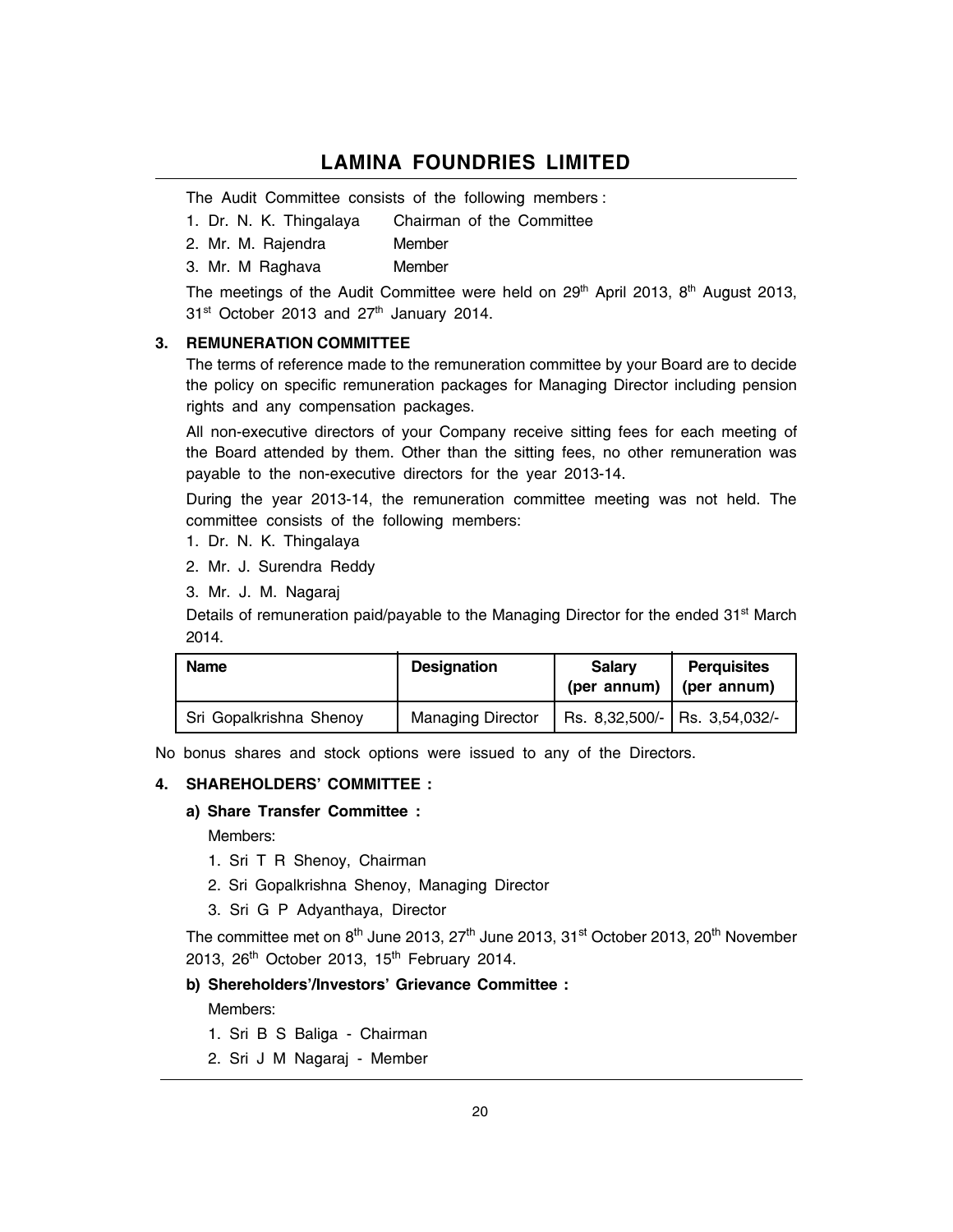The Audit Committee consists of the following members :

1. Dr. N. K. Thingalaya — Chairman of the Committee
2. Mr. M. Rajendra — Member
3. Mr. M Raghava — Member

The meetings of the Audit Committee were held on 29th April 2013, 8th August 2013, 31st October 2013 and 27th January 2014.

## 3. REMUNERATION COMMITTEE

The terms of reference made to the remuneration committee by your Board are to decide the policy on specific remuneration packages for Managing Director including pension rights and any compensation packages.

All non-executive directors of your Company receive sitting fees for each meeting of the Board attended by them. Other than the sitting fees, no other remuneration was payable to the non-executive directors for the year 2013-14.

During the year 2013-14, the remuneration committee meeting was not held. The committee consists of the following members:

1. Dr. N. K. Thingalaya
2. Mr. J. Surendra Reddy
3. Mr. J. M. Nagaraj

Details of remuneration paid/payable to the Managing Director for the ended 31st March 2014.

| Name | Designation | Salary (per annum) | Perquisites (per annum) |
|---|---|---|---|
| Sri Gopalkrishna Shenoy | Managing Director | Rs. 8,32,500/- | Rs. 3,54,032/- |

No bonus shares and stock options were issued to any of the Directors.

## 4. SHAREHOLDERS' COMMITTEE :

### a) Share Transfer Committee :

Members:

1. Sri T R Shenoy, Chairman
2. Sri Gopalkrishna Shenoy, Managing Director
3. Sri G P Adyanthaya, Director

The committee met on 8th June 2013, 27th June 2013, 31st October 2013, 20th November 2013, 26th October 2013, 15th February 2014.

### b) Shereholders'/Investors' Grievance Committee :

Members:

1. Sri B S Baliga - Chairman
2. Sri J M Nagaraj - Member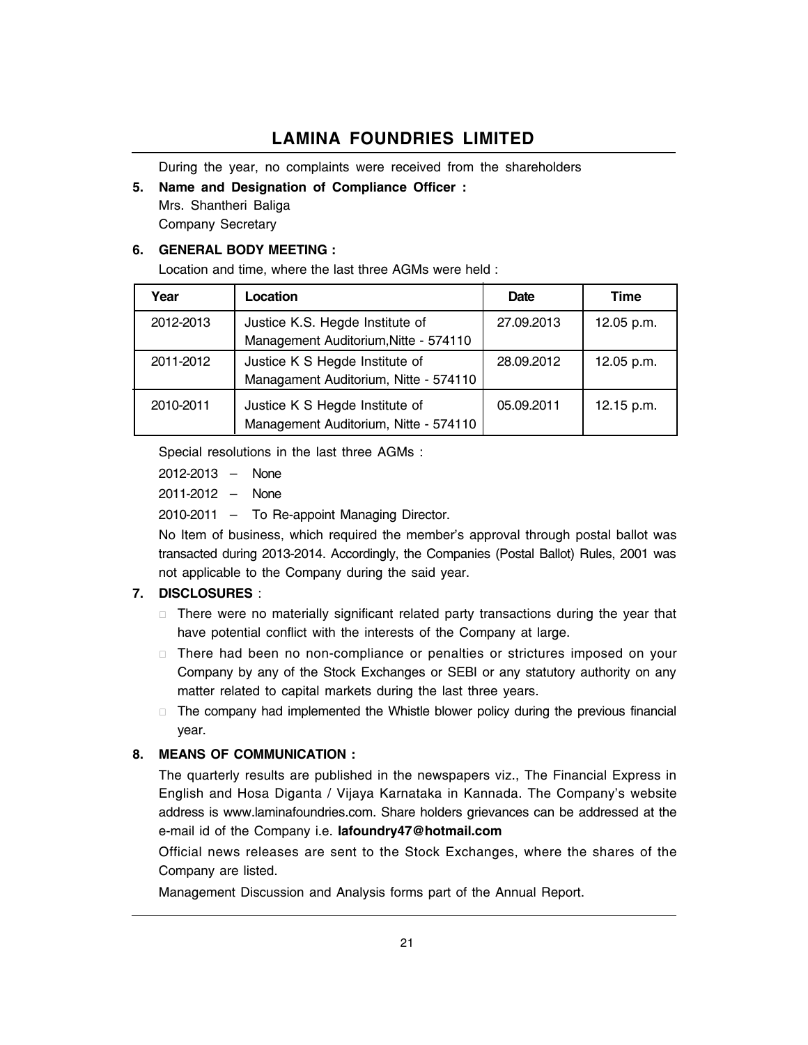During the year, no complaints were received from the shareholders

**5. Name and Designation of Compliance Officer :**

Mrs. Shantheri Baliga

Company Secretary

**6. GENERAL BODY MEETING :**

Location and time, where the last three AGMs were held :

| Year | Location | Date | Time |
|---|---|---|---|
| 2012-2013 | Justice K.S. Hegde Institute of Management Auditorium,Nitte - 574110 | 27.09.2013 | 12.05 p.m. |
| 2011-2012 | Justice K S Hegde Institute of Managament Auditorium, Nitte - 574110 | 28.09.2012 | 12.05 p.m. |
| 2010-2011 | Justice K S Hegde Institute of Management Auditorium, Nitte - 574110 | 05.09.2011 | 12.15 p.m. |

Special resolutions in the last three AGMs :

2012-2013 – None

2011-2012 – None

2010-2011 – To Re-appoint Managing Director.

No Item of business, which required the member's approval through postal ballot was transacted during 2013-2014. Accordingly, the Companies (Postal Ballot) Rules, 2001 was not applicable to the Company during the said year.

**7. DISCLOSURES** :

- There were no materially significant related party transactions during the year that have potential conflict with the interests of the Company at large.
- There had been no non-compliance or penalties or strictures imposed on your Company by any of the Stock Exchanges or SEBI or any statutory authority on any matter related to capital markets during the last three years.
- The company had implemented the Whistle blower policy during the previous financial year.

**8. MEANS OF COMMUNICATION :**

The quarterly results are published in the newspapers viz., The Financial Express in English and Hosa Diganta / Vijaya Karnataka in Kannada. The Company's website address is www.laminafoundries.com. Share holders grievances can be addressed at the e-mail id of the Company i.e. **lafoundry47@hotmail.com**

Official news releases are sent to the Stock Exchanges, where the shares of the Company are listed.

Management Discussion and Analysis forms part of the Annual Report.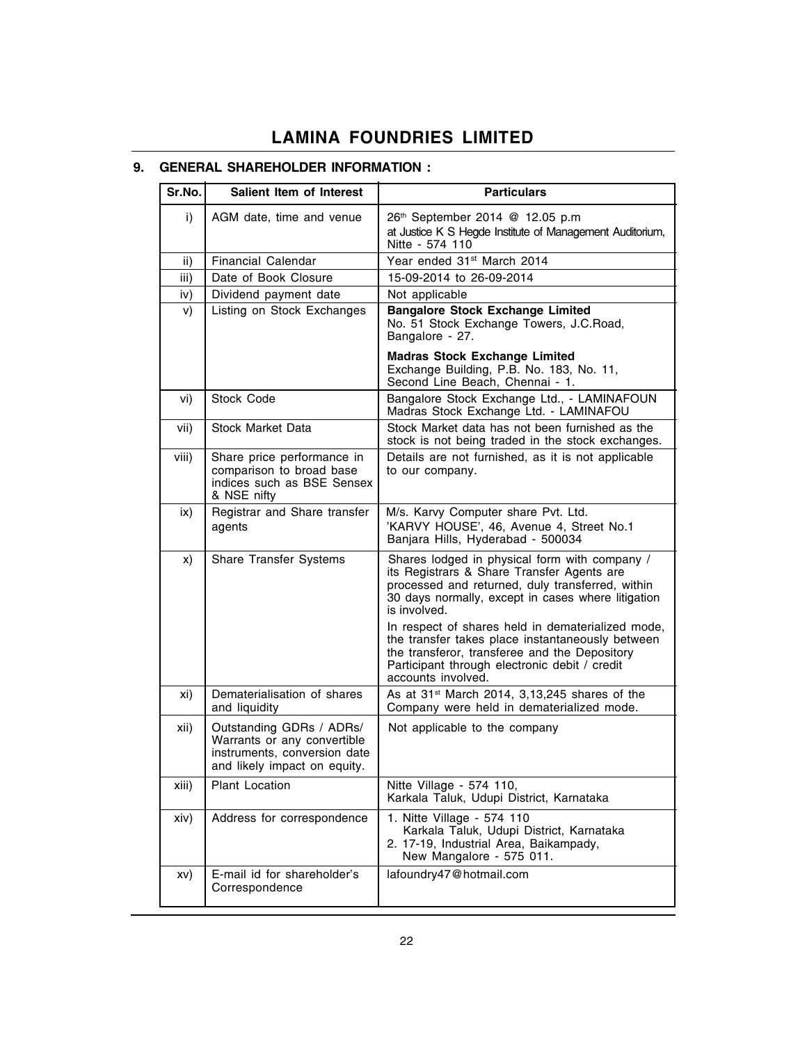## 9. GENERAL SHAREHOLDER INFORMATION :

| Sr.No. | Salient Item of Interest | Particulars |
|---|---|---|
| i) | AGM date, time and venue | 26th September 2014 @ 12.05 p.m at Justice K S Hegde Institute of Management Auditorium, Nitte - 574 110 |
| ii) | Financial Calendar | Year ended 31st March 2014 |
| iii) | Date of Book Closure | 15-09-2014 to 26-09-2014 |
| iv) | Dividend payment date | Not applicable |
| v) | Listing on Stock Exchanges | **Bangalore Stock Exchange Limited** No. 51 Stock Exchange Towers, J.C.Road, Bangalore - 27. **Madras Stock Exchange Limited** Exchange Building, P.B. No. 183, No. 11, Second Line Beach, Chennai - 1. |
| vi) | Stock Code | Bangalore Stock Exchange Ltd., - LAMINAFOUN Madras Stock Exchange Ltd. - LAMINAFOU |
| vii) | Stock Market Data | Stock Market data has not been furnished as the stock is not being traded in the stock exchanges. |
| viii) | Share price performance in comparison to broad base indices such as BSE Sensex & NSE nifty | Details are not furnished, as it is not applicable to our company. |
| ix) | Registrar and Share transfer agents | M/s. Karvy Computer share Pvt. Ltd. 'KARVY HOUSE', 46, Avenue 4, Street No.1 Banjara Hills, Hyderabad - 500034 |
| x) | Share Transfer Systems | Shares lodged in physical form with company / its Registrars & Share Transfer Agents are processed and returned, duly transferred, within 30 days normally, except in cases where litigation is involved. In respect of shares held in dematerialized mode, the transfer takes place instantaneously between the transferor, transferee and the Depository Participant through electronic debit / credit accounts involved. |
| xi) | Dematerialisation of shares and liquidity | As at 31st March 2014, 3,13,245 shares of the Company were held in dematerialized mode. |
| xii) | Outstanding GDRs / ADRs/ Warrants or any convertible instruments, conversion date and likely impact on equity. | Not applicable to the company |
| xiii) | Plant Location | Nitte Village - 574 110, Karkala Taluk, Udupi District, Karnataka |
| xiv) | Address for correspondence | 1. Nitte Village - 574 110 Karkala Taluk, Udupi District, Karnataka 2. 17-19, Industrial Area, Baikampady, New Mangalore - 575 011. |
| xv) | E-mail id for shareholder's Correspondence | lafoundry47@hotmail.com |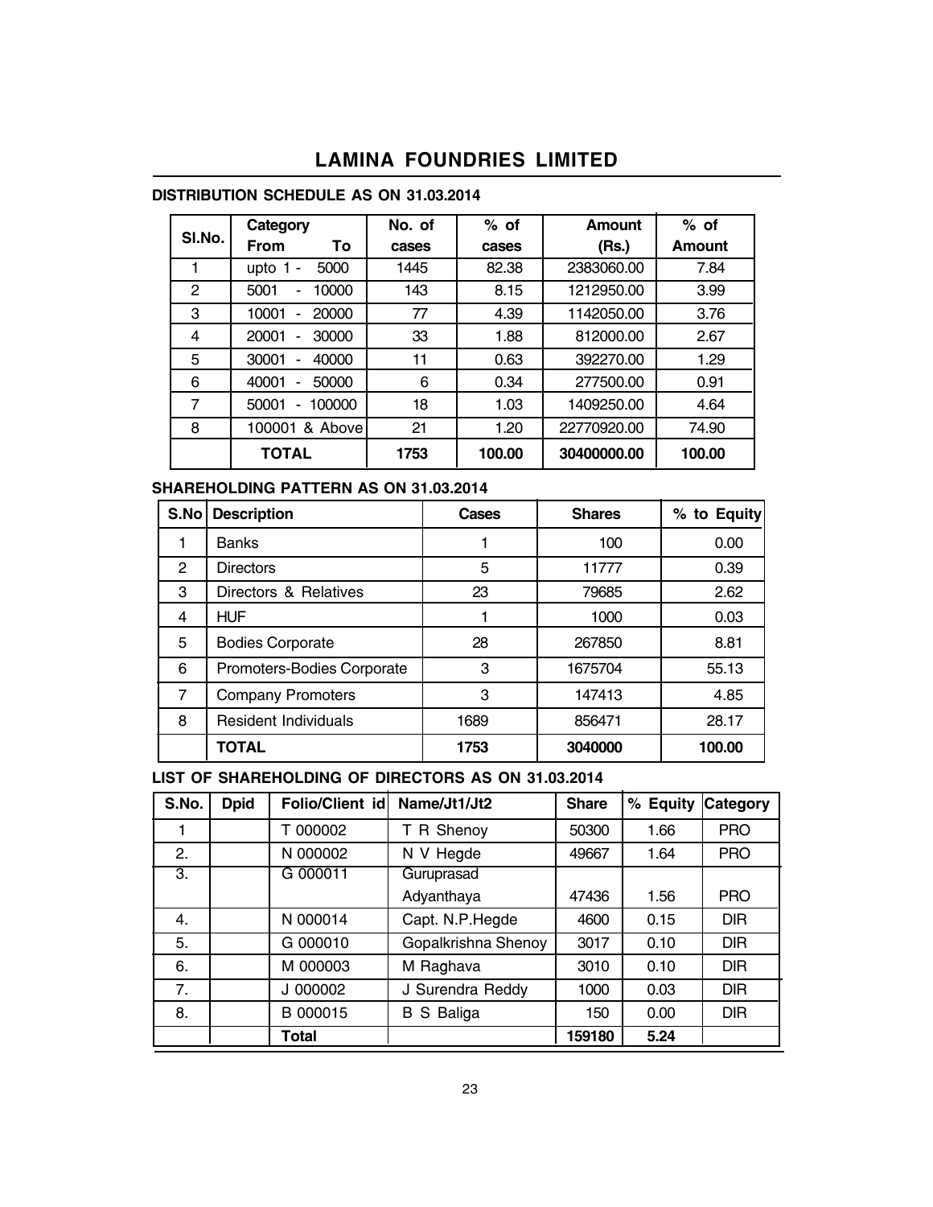# LAMINA FOUNDRIES LIMITED

## DISTRIBUTION SCHEDULE AS ON 31.03.2014

| Sl.No. | Category From To | No. of cases | % of cases | Amount (Rs.) | % of Amount |
|---|---|---|---|---|---|
| 1 | upto 1 - 5000 | 1445 | 82.38 | 2383060.00 | 7.84 |
| 2 | 5001 - 10000 | 143 | 8.15 | 1212950.00 | 3.99 |
| 3 | 10001 - 20000 | 77 | 4.39 | 1142050.00 | 3.76 |
| 4 | 20001 - 30000 | 33 | 1.88 | 812000.00 | 2.67 |
| 5 | 30001 - 40000 | 11 | 0.63 | 392270.00 | 1.29 |
| 6 | 40001 - 50000 | 6 | 0.34 | 277500.00 | 0.91 |
| 7 | 50001 - 100000 | 18 | 1.03 | 1409250.00 | 4.64 |
| 8 | 100001 & Above | 21 | 1.20 | 22770920.00 | 74.90 |
| | **TOTAL** | **1753** | **100.00** | **30400000.00** | **100.00** |

## SHAREHOLDING PATTERN AS ON 31.03.2014

| S.No | Description | Cases | Shares | % to Equity |
|---|---|---|---|---|
| 1 | Banks | 1 | 100 | 0.00 |
| 2 | Directors | 5 | 11777 | 0.39 |
| 3 | Directors & Relatives | 23 | 79685 | 2.62 |
| 4 | HUF | 1 | 1000 | 0.03 |
| 5 | Bodies Corporate | 28 | 267850 | 8.81 |
| 6 | Promoters-Bodies Corporate | 3 | 1675704 | 55.13 |
| 7 | Company Promoters | 3 | 147413 | 4.85 |
| 8 | Resident Individuals | 1689 | 856471 | 28.17 |
| | **TOTAL** | **1753** | **3040000** | **100.00** |

## LIST OF SHAREHOLDING OF DIRECTORS AS ON 31.03.2014

| S.No. | Dpid | Folio/Client id | Name/Jt1/Jt2 | Share | % Equity | Category |
|---|---|---|---|---|---|---|
| 1 | | T 000002 | T R Shenoy | 50300 | 1.66 | PRO |
| 2. | | N 000002 | N V Hegde | 49667 | 1.64 | PRO |
| 3. | | G 000011 | Guruprasad Adyanthaya | 47436 | 1.56 | PRO |
| 4. | | N 000014 | Capt. N.P.Hegde | 4600 | 0.15 | DIR |
| 5. | | G 000010 | Gopalkrishna Shenoy | 3017 | 0.10 | DIR |
| 6. | | M 000003 | M Raghava | 3010 | 0.10 | DIR |
| 7. | | J 000002 | J Surendra Reddy | 1000 | 0.03 | DIR |
| 8. | | B 000015 | B S Baliga | 150 | 0.00 | DIR |
| | | **Total** | | **159180** | **5.24** | |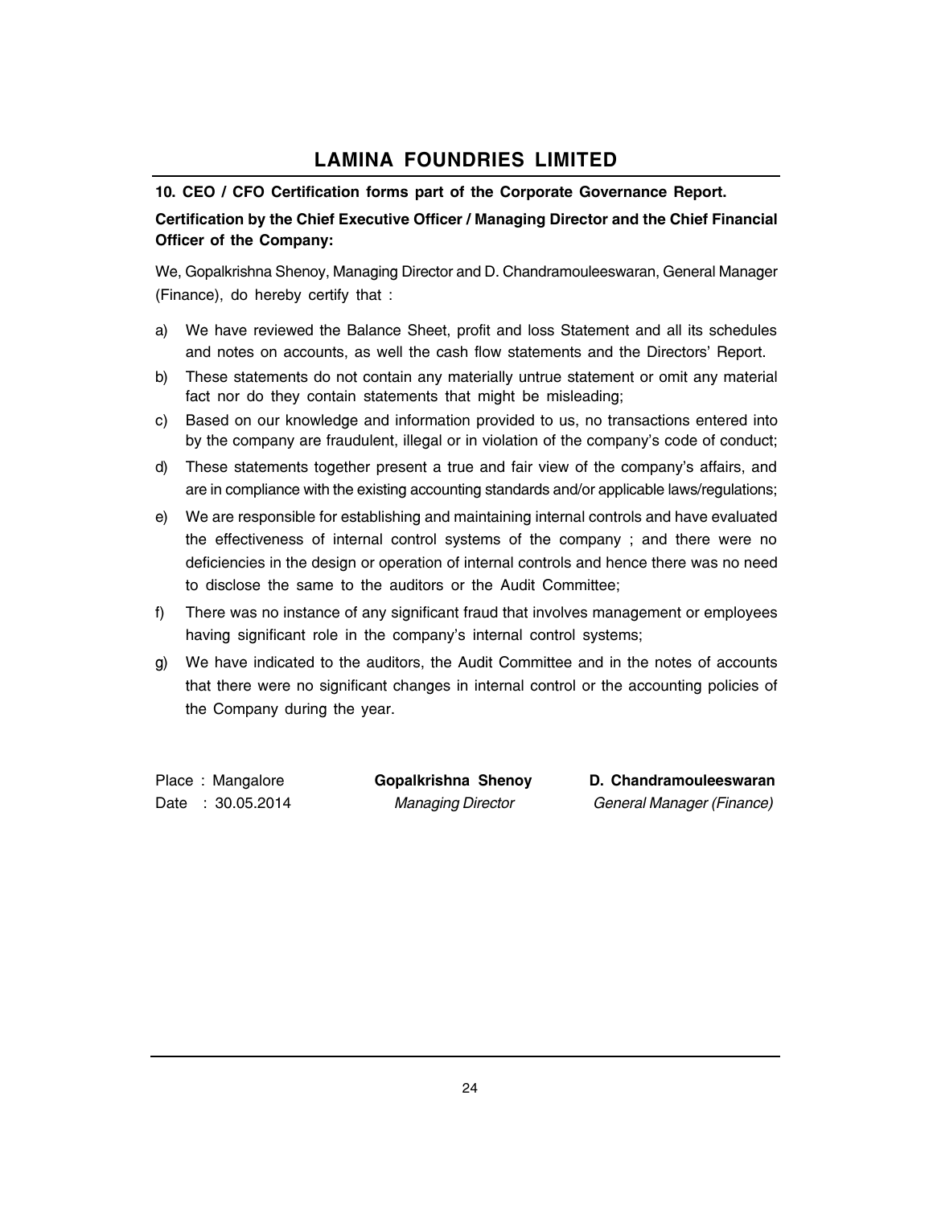**10. CEO / CFO Certification forms part of the Corporate Governance Report.**

**Certification by the Chief Executive Officer / Managing Director and the Chief Financial Officer of the Company:**

We, Gopalkrishna Shenoy, Managing Director and D. Chandramouleeswaran, General Manager (Finance), do hereby certify that :

a) We have reviewed the Balance Sheet, profit and loss Statement and all its schedules and notes on accounts, as well the cash flow statements and the Directors' Report.

b) These statements do not contain any materially untrue statement or omit any material fact nor do they contain statements that might be misleading;

c) Based on our knowledge and information provided to us, no transactions entered into by the company are fraudulent, illegal or in violation of the company's code of conduct;

d) These statements together present a true and fair view of the company's affairs, and are in compliance with the existing accounting standards and/or applicable laws/regulations;

e) We are responsible for establishing and maintaining internal controls and have evaluated the effectiveness of internal control systems of the company ; and there were no deficiencies in the design or operation of internal controls and hence there was no need to disclose the same to the auditors or the Audit Committee;

f) There was no instance of any significant fraud that involves management or employees having significant role in the company's internal control systems;

g) We have indicated to the auditors, the Audit Committee and in the notes of accounts that there were no significant changes in internal control or the accounting policies of the Company during the year.

Place : Mangalore
Date : 30.05.2014

**Gopalkrishna Shenoy**
*Managing Director*

**D. Chandramouleeswaran**
*General Manager (Finance)*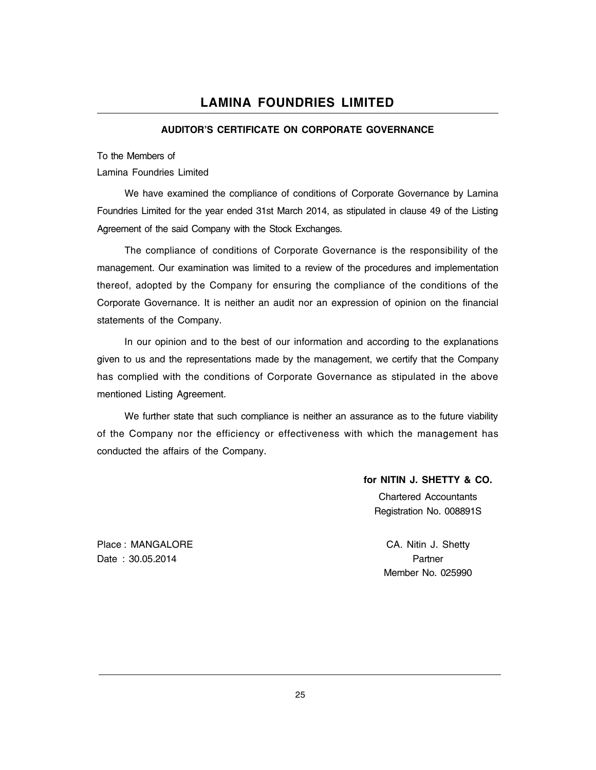# LAMINA FOUNDRIES LIMITED

## AUDITOR'S CERTIFICATE ON CORPORATE GOVERNANCE

To the Members of
Lamina Foundries Limited

We have examined the compliance of conditions of Corporate Governance by Lamina Foundries Limited for the year ended 31st March 2014, as stipulated in clause 49 of the Listing Agreement of the said Company with the Stock Exchanges.

The compliance of conditions of Corporate Governance is the responsibility of the management. Our examination was limited to a review of the procedures and implementation thereof, adopted by the Company for ensuring the compliance of the conditions of the Corporate Governance. It is neither an audit nor an expression of opinion on the financial statements of the Company.

In our opinion and to the best of our information and according to the explanations given to us and the representations made by the management, we certify that the Company has complied with the conditions of Corporate Governance as stipulated in the above mentioned Listing Agreement.

We further state that such compliance is neither an assurance as to the future viability of the Company nor the efficiency or effectiveness with which the management has conducted the affairs of the Company.

**for NITIN J. SHETTY & CO.**
Chartered Accountants
Registration No. 008891S

Place : MANGALORE
Date : 30.05.2014

CA. Nitin J. Shetty
Partner
Member No. 025990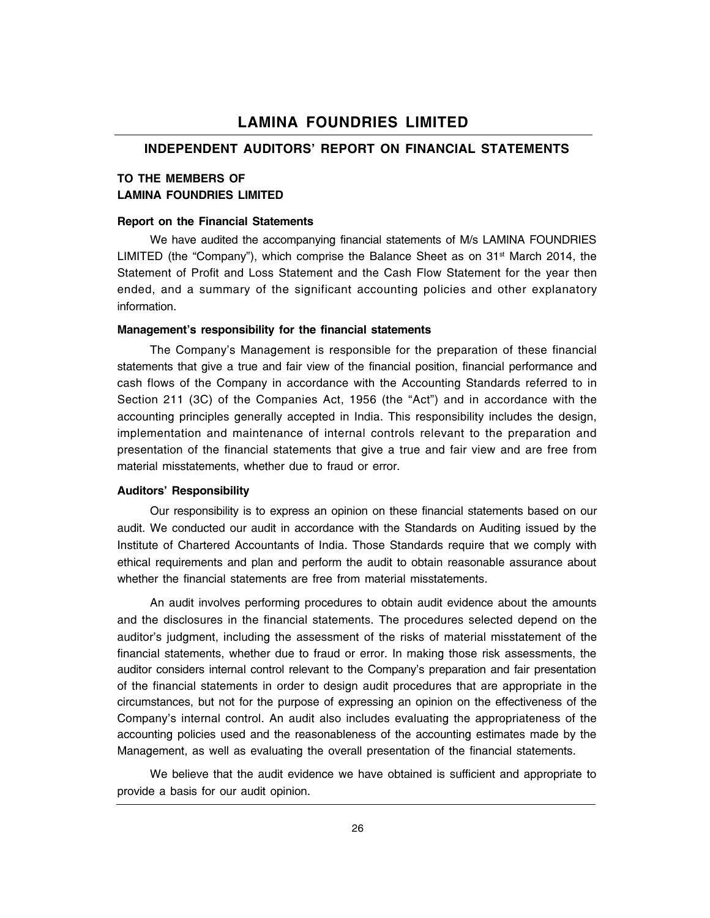# LAMINA FOUNDRIES LIMITED

## INDEPENDENT AUDITORS' REPORT ON FINANCIAL STATEMENTS

**TO THE MEMBERS OF**
**LAMINA FOUNDRIES LIMITED**

### Report on the Financial Statements

We have audited the accompanying financial statements of M/s LAMINA FOUNDRIES LIMITED (the "Company"), which comprise the Balance Sheet as on 31st March 2014, the Statement of Profit and Loss Statement and the Cash Flow Statement for the year then ended, and a summary of the significant accounting policies and other explanatory information.

### Management's responsibility for the financial statements

The Company's Management is responsible for the preparation of these financial statements that give a true and fair view of the financial position, financial performance and cash flows of the Company in accordance with the Accounting Standards referred to in Section 211 (3C) of the Companies Act, 1956 (the "Act") and in accordance with the accounting principles generally accepted in India. This responsibility includes the design, implementation and maintenance of internal controls relevant to the preparation and presentation of the financial statements that give a true and fair view and are free from material misstatements, whether due to fraud or error.

### Auditors' Responsibility

Our responsibility is to express an opinion on these financial statements based on our audit. We conducted our audit in accordance with the Standards on Auditing issued by the Institute of Chartered Accountants of India. Those Standards require that we comply with ethical requirements and plan and perform the audit to obtain reasonable assurance about whether the financial statements are free from material misstatements.

An audit involves performing procedures to obtain audit evidence about the amounts and the disclosures in the financial statements. The procedures selected depend on the auditor's judgment, including the assessment of the risks of material misstatement of the financial statements, whether due to fraud or error. In making those risk assessments, the auditor considers internal control relevant to the Company's preparation and fair presentation of the financial statements in order to design audit procedures that are appropriate in the circumstances, but not for the purpose of expressing an opinion on the effectiveness of the Company's internal control. An audit also includes evaluating the appropriateness of the accounting policies used and the reasonableness of the accounting estimates made by the Management, as well as evaluating the overall presentation of the financial statements.

We believe that the audit evidence we have obtained is sufficient and appropriate to provide a basis for our audit opinion.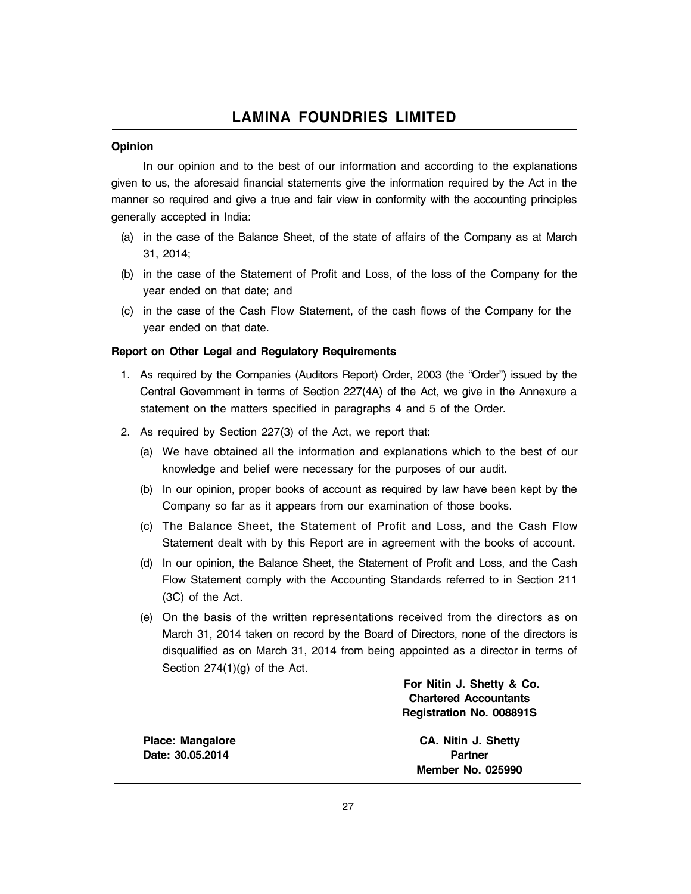## Opinion

In our opinion and to the best of our information and according to the explanations given to us, the aforesaid financial statements give the information required by the Act in the manner so required and give a true and fair view in conformity with the accounting principles generally accepted in India:

(a) in the case of the Balance Sheet, of the state of affairs of the Company as at March 31, 2014;

(b) in the case of the Statement of Profit and Loss, of the loss of the Company for the year ended on that date; and

(c) in the case of the Cash Flow Statement, of the cash flows of the Company for the year ended on that date.

## Report on Other Legal and Regulatory Requirements

1. As required by the Companies (Auditors Report) Order, 2003 (the "Order") issued by the Central Government in terms of Section 227(4A) of the Act, we give in the Annexure a statement on the matters specified in paragraphs 4 and 5 of the Order.

2. As required by Section 227(3) of the Act, we report that:

   (a) We have obtained all the information and explanations which to the best of our knowledge and belief were necessary for the purposes of our audit.

   (b) In our opinion, proper books of account as required by law have been kept by the Company so far as it appears from our examination of those books.

   (c) The Balance Sheet, the Statement of Profit and Loss, and the Cash Flow Statement dealt with by this Report are in agreement with the books of account.

   (d) In our opinion, the Balance Sheet, the Statement of Profit and Loss, and the Cash Flow Statement comply with the Accounting Standards referred to in Section 211 (3C) of the Act.

   (e) On the basis of the written representations received from the directors as on March 31, 2014 taken on record by the Board of Directors, none of the directors is disqualified as on March 31, 2014 from being appointed as a director in terms of Section 274(1)(g) of the Act.

**For Nitin J. Shetty & Co.**
**Chartered Accountants**
**Registration No. 008891S**

**Place: Mangalore**
**Date: 30.05.2014**

**CA. Nitin J. Shetty**
**Partner**
**Member No. 025990**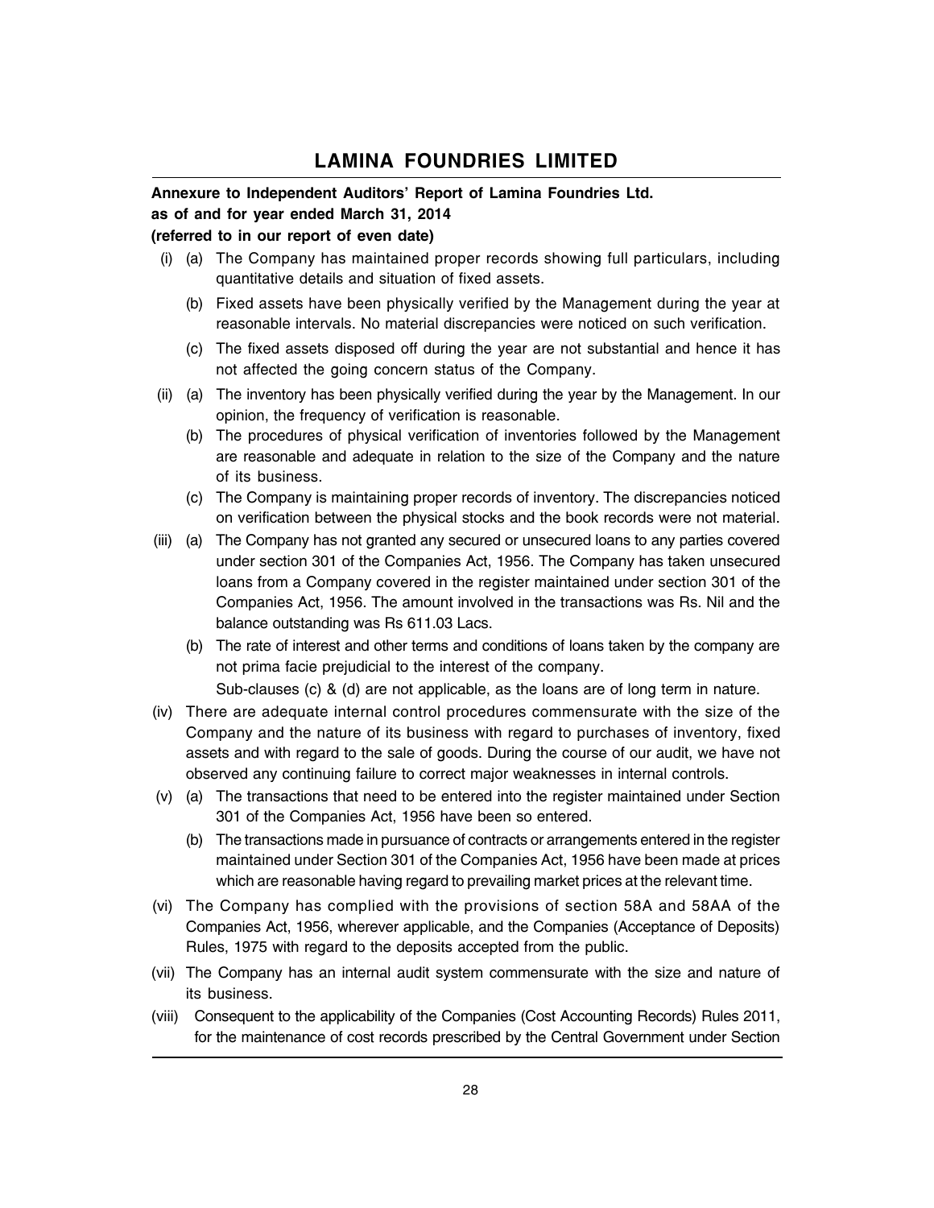**Annexure to Independent Auditors' Report of Lamina Foundries Ltd. as of and for year ended March 31, 2014 (referred to in our report of even date)**

(i) (a) The Company has maintained proper records showing full particulars, including quantitative details and situation of fixed assets.

(b) Fixed assets have been physically verified by the Management during the year at reasonable intervals. No material discrepancies were noticed on such verification.

(c) The fixed assets disposed off during the year are not substantial and hence it has not affected the going concern status of the Company.

(ii) (a) The inventory has been physically verified during the year by the Management. In our opinion, the frequency of verification is reasonable.

(b) The procedures of physical verification of inventories followed by the Management are reasonable and adequate in relation to the size of the Company and the nature of its business.

(c) The Company is maintaining proper records of inventory. The discrepancies noticed on verification between the physical stocks and the book records were not material.

(iii) (a) The Company has not granted any secured or unsecured loans to any parties covered under section 301 of the Companies Act, 1956. The Company has taken unsecured loans from a Company covered in the register maintained under section 301 of the Companies Act, 1956. The amount involved in the transactions was Rs. Nil and the balance outstanding was Rs 611.03 Lacs.

(b) The rate of interest and other terms and conditions of loans taken by the company are not prima facie prejudicial to the interest of the company.

Sub-clauses (c) & (d) are not applicable, as the loans are of long term in nature.

(iv) There are adequate internal control procedures commensurate with the size of the Company and the nature of its business with regard to purchases of inventory, fixed assets and with regard to the sale of goods. During the course of our audit, we have not observed any continuing failure to correct major weaknesses in internal controls.

(v) (a) The transactions that need to be entered into the register maintained under Section 301 of the Companies Act, 1956 have been so entered.

(b) The transactions made in pursuance of contracts or arrangements entered in the register maintained under Section 301 of the Companies Act, 1956 have been made at prices which are reasonable having regard to prevailing market prices at the relevant time.

(vi) The Company has complied with the provisions of section 58A and 58AA of the Companies Act, 1956, wherever applicable, and the Companies (Acceptance of Deposits) Rules, 1975 with regard to the deposits accepted from the public.

(vii) The Company has an internal audit system commensurate with the size and nature of its business.

(viii) Consequent to the applicability of the Companies (Cost Accounting Records) Rules 2011, for the maintenance of cost records prescribed by the Central Government under Section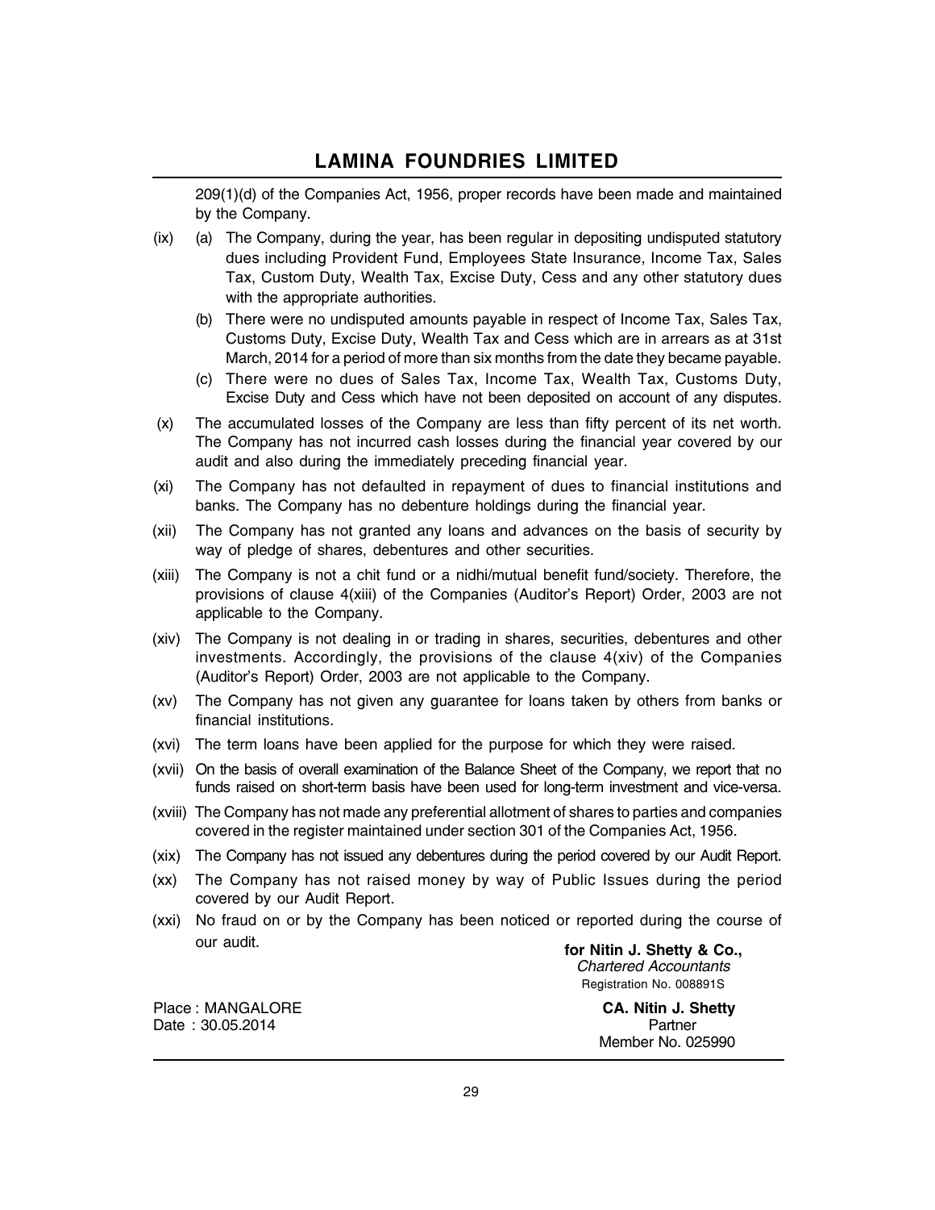209(1)(d) of the Companies Act, 1956, proper records have been made and maintained by the Company.

(ix) (a) The Company, during the year, has been regular in depositing undisputed statutory dues including Provident Fund, Employees State Insurance, Income Tax, Sales Tax, Custom Duty, Wealth Tax, Excise Duty, Cess and any other statutory dues with the appropriate authorities.

(b) There were no undisputed amounts payable in respect of Income Tax, Sales Tax, Customs Duty, Excise Duty, Wealth Tax and Cess which are in arrears as at 31st March, 2014 for a period of more than six months from the date they became payable.

(c) There were no dues of Sales Tax, Income Tax, Wealth Tax, Customs Duty, Excise Duty and Cess which have not been deposited on account of any disputes.

(x) The accumulated losses of the Company are less than fifty percent of its net worth. The Company has not incurred cash losses during the financial year covered by our audit and also during the immediately preceding financial year.

(xi) The Company has not defaulted in repayment of dues to financial institutions and banks. The Company has no debenture holdings during the financial year.

(xii) The Company has not granted any loans and advances on the basis of security by way of pledge of shares, debentures and other securities.

(xiii) The Company is not a chit fund or a nidhi/mutual benefit fund/society. Therefore, the provisions of clause 4(xiii) of the Companies (Auditor's Report) Order, 2003 are not applicable to the Company.

(xiv) The Company is not dealing in or trading in shares, securities, debentures and other investments. Accordingly, the provisions of the clause 4(xiv) of the Companies (Auditor's Report) Order, 2003 are not applicable to the Company.

(xv) The Company has not given any guarantee for loans taken by others from banks or financial institutions.

(xvi) The term loans have been applied for the purpose for which they were raised.

(xvii) On the basis of overall examination of the Balance Sheet of the Company, we report that no funds raised on short-term basis have been used for long-term investment and vice-versa.

(xviii) The Company has not made any preferential allotment of shares to parties and companies covered in the register maintained under section 301 of the Companies Act, 1956.

(xix) The Company has not issued any debentures during the period covered by our Audit Report.

(xx) The Company has not raised money by way of Public Issues during the period covered by our Audit Report.

(xxi) No fraud on or by the Company has been noticed or reported during the course of our audit.

**for Nitin J. Shetty & Co.,**
*Chartered Accountants*
Registration No. 008891S

Place : MANGALORE
Date : 30.05.2014

**CA. Nitin J. Shetty**
Partner
Member No. 025990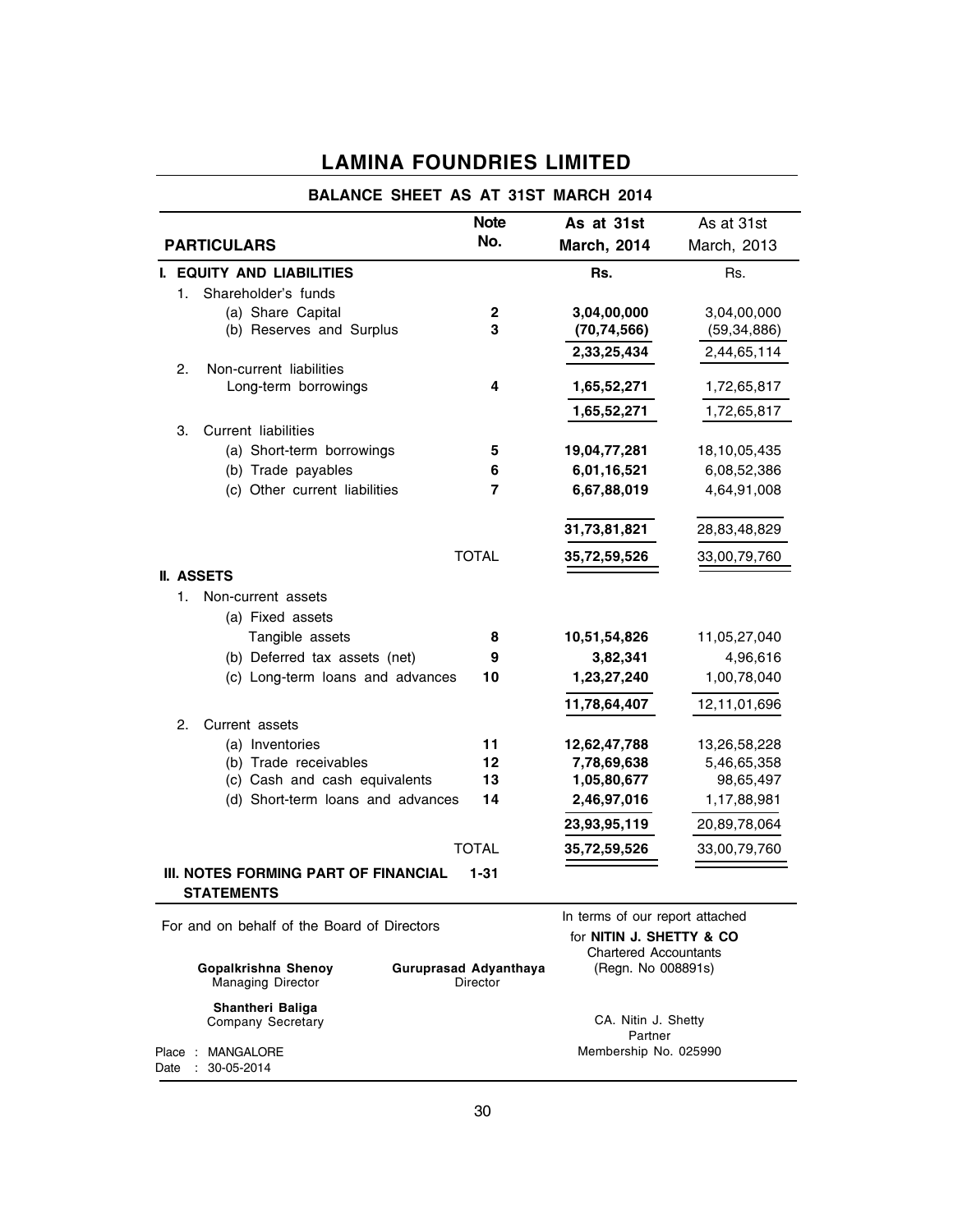# LAMINA FOUNDRIES LIMITED

## BALANCE SHEET AS AT 31ST MARCH 2014

| PARTICULARS | Note No. | As at 31st March, 2014 | As at 31st March, 2013 |
|---|---|---|---|
| **I. EQUITY AND LIABILITIES** | | **Rs.** | Rs. |
| 1. Shareholder's funds | | | |
| (a) Share Capital | **2** | **3,04,00,000** | 3,04,00,000 |
| (b) Reserves and Surplus | **3** | **(70,74,566)** | (59,34,886) |
| | | **2,33,25,434** | 2,44,65,114 |
| 2. Non-current liabilities | | | |
| Long-term borrowings | **4** | **1,65,52,271** | 1,72,65,817 |
| | | **1,65,52,271** | 1,72,65,817 |
| 3. Current liabilities | | | |
| (a) Short-term borrowings | **5** | **19,04,77,281** | 18,10,05,435 |
| (b) Trade payables | **6** | **6,01,16,521** | 6,08,52,386 |
| (c) Other current liabilities | **7** | **6,67,88,019** | 4,64,91,008 |
| | | **31,73,81,821** | 28,83,48,829 |
| | TOTAL | **35,72,59,526** | 33,00,79,760 |
| **II. ASSETS** | | | |
| 1. Non-current assets | | | |
| (a) Fixed assets | | | |
| Tangible assets | **8** | **10,51,54,826** | 11,05,27,040 |
| (b) Deferred tax assets (net) | **9** | **3,82,341** | 4,96,616 |
| (c) Long-term loans and advances | **10** | **1,23,27,240** | 1,00,78,040 |
| | | **11,78,64,407** | 12,11,01,696 |
| 2. Current assets | | | |
| (a) Inventories | **11** | **12,62,47,788** | 13,26,58,228 |
| (b) Trade receivables | **12** | **7,78,69,638** | 5,46,65,358 |
| (c) Cash and cash equivalents | **13** | **1,05,80,677** | 98,65,497 |
| (d) Short-term loans and advances | **14** | **2,46,97,016** | 1,17,88,981 |
| | | **23,93,95,119** | 20,89,78,064 |
| | TOTAL | **35,72,59,526** | 33,00,79,760 |
| **III. NOTES FORMING PART OF FINANCIAL STATEMENTS** | **1-31** | | |

For and on behalf of the Board of Directors

**Gopalkrishna Shenoy**
Managing Director

**Guruprasad Adyanthaya**
Director

**Shantheri Baliga**
Company Secretary

Place : MANGALORE
Date : 30-05-2014

In terms of our report attached
for **NITIN J. SHETTY & CO**
Chartered Accountants
(Regn. No 008891s)

CA. Nitin J. Shetty
Partner
Membership No. 025990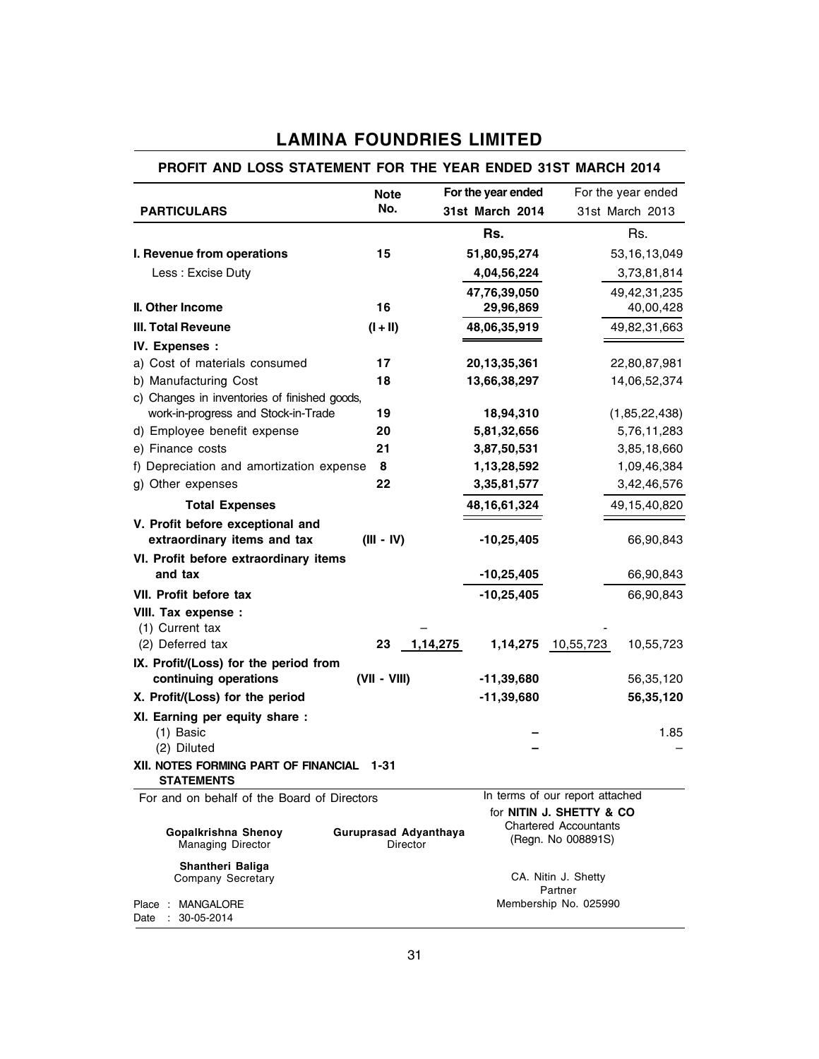# LAMINA FOUNDRIES LIMITED

## PROFIT AND LOSS STATEMENT FOR THE YEAR ENDED 31ST MARCH 2014

| PARTICULARS | Note No. | | For the year ended 31st March 2014 | | For the year ended 31st March 2013 |
|---|---|---|---|---|---|
| | | | Rs. | | Rs. |
| **I. Revenue from operations** | **15** | | **51,80,95,274** | | 53,16,13,049 |
| Less : Excise Duty | | | **4,04,56,224** | | 3,73,81,814 |
| | | | **47,76,39,050** | | 49,42,31,235 |
| **II. Other Income** | **16** | | **29,96,869** | | 40,00,428 |
| **III. Total Reveune** | **(I + II)** | | **48,06,35,919** | | 49,82,31,663 |
| **IV. Expenses :** | | | | | |
| a) Cost of materials consumed | **17** | | **20,13,35,361** | | 22,80,87,981 |
| b) Manufacturing Cost | **18** | | **13,66,38,297** | | 14,06,52,374 |
| c) Changes in inventories of finished goods, work-in-progress and Stock-in-Trade | **19** | | **18,94,310** | | (1,85,22,438) |
| d) Employee benefit expense | **20** | | **5,81,32,656** | | 5,76,11,283 |
| e) Finance costs | **21** | | **3,87,50,531** | | 3,85,18,660 |
| f) Depreciation and amortization expense | **8** | | **1,13,28,592** | | 1,09,46,384 |
| g) Other expenses | **22** | | **3,35,81,577** | | 3,42,46,576 |
| **Total Expenses** | | | **48,16,61,324** | | 49,15,40,820 |
| **V. Profit before exceptional and extraordinary items and tax** | **(III - IV)** | | **-10,25,405** | | 66,90,843 |
| **VI. Profit before extraordinary items and tax** | | | **-10,25,405** | | 66,90,843 |
| **VII. Profit before tax** | | | **-10,25,405** | | 66,90,843 |
| **VIII. Tax expense :** | | | | | |
| (1) Current tax | | – | | - | |
| (2) Deferred tax | **23** | **1,14,275** | **1,14,275** | 10,55,723 | 10,55,723 |
| **IX. Profit/(Loss) for the period from continuing operations** | **(VII - VIII)** | | **-11,39,680** | | 56,35,120 |
| **X. Profit/(Loss) for the period** | | | **-11,39,680** | | **56,35,120** |
| **XI. Earning per equity share :** | | | | | |
| (1) Basic | | | **–** | | 1.85 |
| (2) Diluted | | | **–** | | – |
| **XII. NOTES FORMING PART OF FINANCIAL STATEMENTS** | **1-31** | | | | |

For and on behalf of the Board of Directors

**Gopalkrishna Shenoy**
Managing Director

**Guruprasad Adyanthaya**
Director

**Shantheri Baliga**
Company Secretary

Place : MANGALORE
Date : 30-05-2014

In terms of our report attached
for **NITIN J. SHETTY & CO**
Chartered Accountants
(Regn. No 008891S)

CA. Nitin J. Shetty
Partner
Membership No. 025990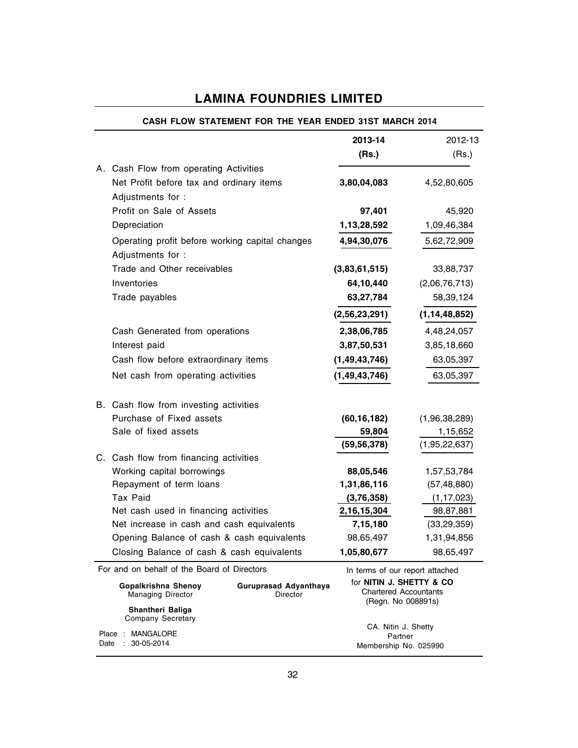# LAMINA FOUNDRIES LIMITED

## CASH FLOW STATEMENT FOR THE YEAR ENDED 31ST MARCH 2014

| | 2013-14 (Rs.) | 2012-13 (Rs.) |
|---|---|---|
| **A. Cash Flow from operating Activities** | | |
| Net Profit before tax and ordinary items | **3,80,04,083** | 4,52,80,605 |
| Adjustments for : | | |
| Profit on Sale of Assets | **97,401** | 45,920 |
| Depreciation | **1,13,28,592** | 1,09,46,384 |
| Operating profit before working capital changes | **4,94,30,076** | 5,62,72,909 |
| Adjustments for : | | |
| Trade and Other receivables | **(3,83,61,515)** | 33,88,737 |
| Inventories | **64,10,440** | (2,06,76,713) |
| Trade payables | **63,27,784** | 58,39,124 |
| | **(2,56,23,291)** | **(1,14,48,852)** |
| Cash Generated from operations | **2,38,06,785** | 4,48,24,057 |
| Interest paid | **3,87,50,531** | 3,85,18,660 |
| Cash flow before extraordinary items | **(1,49,43,746)** | 63,05,397 |
| Net cash from operating activities | **(1,49,43,746)** | 63,05,397 |
| **B. Cash flow from investing activities** | | |
| Purchase of Fixed assets | **(60,16,182)** | (1,96,38,289) |
| Sale of fixed assets | **59,804** | 1,15,652 |
| | **(59,56,378)** | (1,95,22,637) |
| **C. Cash flow from financing activities** | | |
| Working capital borrowings | **88,05,546** | 1,57,53,784 |
| Repayment of term loans | **1,31,86,116** | (57,48,880) |
| Tax Paid | **(3,76,358)** | (1,17,023) |
| Net cash used in financing activities | **2,16,15,304** | 98,87,881 |
| Net increase in cash and cash equivalents | **7,15,180** | (33,29,359) |
| Opening Balance of cash & cash equivalents | 98,65,497 | 1,31,94,856 |
| Closing Balance of cash & cash equivalents | **1,05,80,677** | 98,65,497 |

For and on behalf of the Board of Directors

**Gopalkrishna Shenoy**
Managing Director

**Guruprasad Adyanthaya**
Director

**Shantheri Baliga**
Company Secretary

Place : MANGALORE
Date : 30-05-2014

In terms of our report attached
for **NITIN J. SHETTY & CO**
Chartered Accountants
(Regn. No 008891s)

CA. Nitin J. Shetty
Partner
Membership No. 025990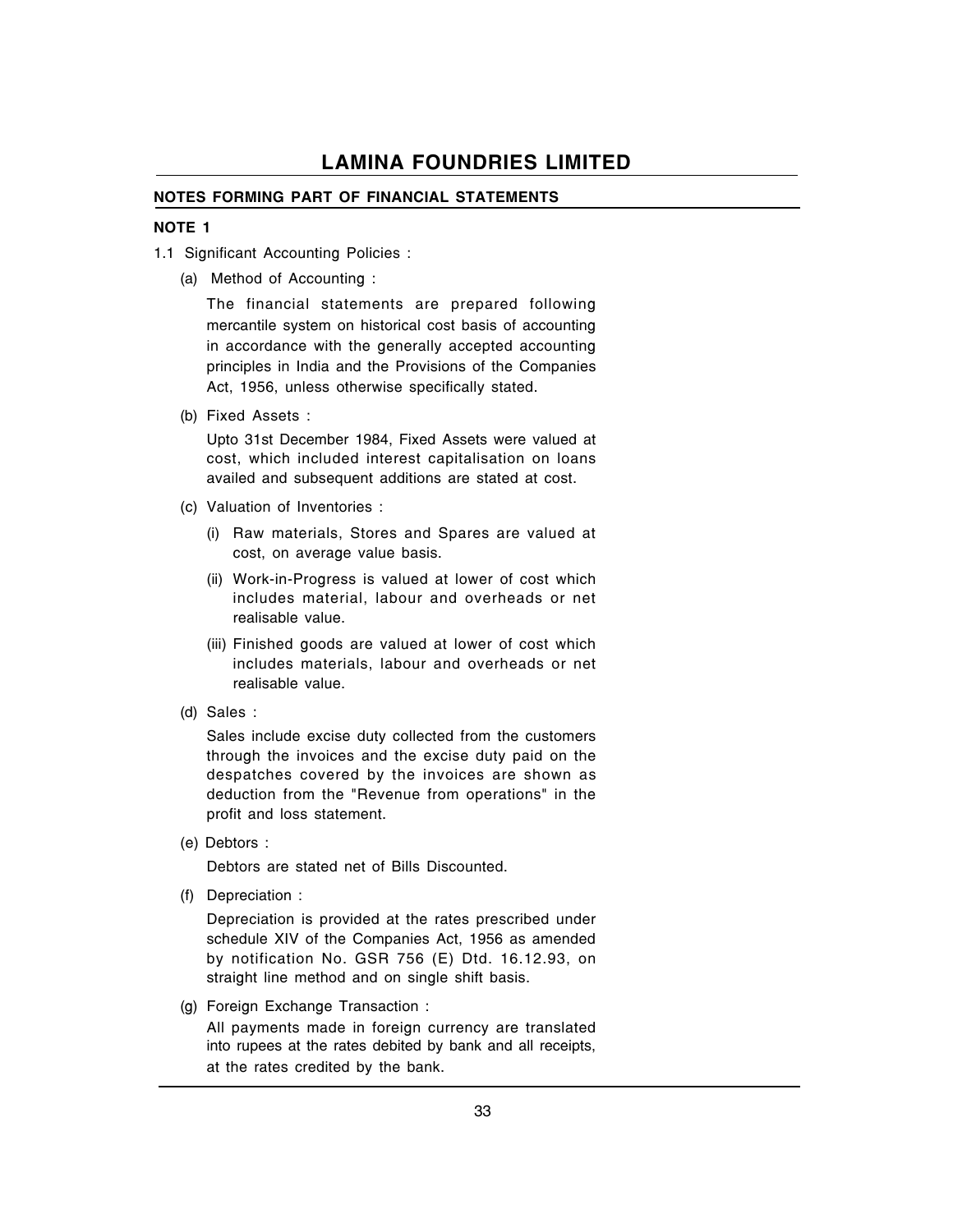# LAMINA FOUNDRIES LIMITED

## NOTES FORMING PART OF FINANCIAL STATEMENTS

### NOTE 1

1.1 Significant Accounting Policies :

(a) Method of Accounting :

The financial statements are prepared following mercantile system on historical cost basis of accounting in accordance with the generally accepted accounting principles in India and the Provisions of the Companies Act, 1956, unless otherwise specifically stated.

(b) Fixed Assets :

Upto 31st December 1984, Fixed Assets were valued at cost, which included interest capitalisation on loans availed and subsequent additions are stated at cost.

(c) Valuation of Inventories :

(i) Raw materials, Stores and Spares are valued at cost, on average value basis.

(ii) Work-in-Progress is valued at lower of cost which includes material, labour and overheads or net realisable value.

(iii) Finished goods are valued at lower of cost which includes materials, labour and overheads or net realisable value.

(d) Sales :

Sales include excise duty collected from the customers through the invoices and the excise duty paid on the despatches covered by the invoices are shown as deduction from the "Revenue from operations" in the profit and loss statement.

(e) Debtors :

Debtors are stated net of Bills Discounted.

(f) Depreciation :

Depreciation is provided at the rates prescribed under schedule XIV of the Companies Act, 1956 as amended by notification No. GSR 756 (E) Dtd. 16.12.93, on straight line method and on single shift basis.

(g) Foreign Exchange Transaction :

All payments made in foreign currency are translated into rupees at the rates debited by bank and all receipts, at the rates credited by the bank.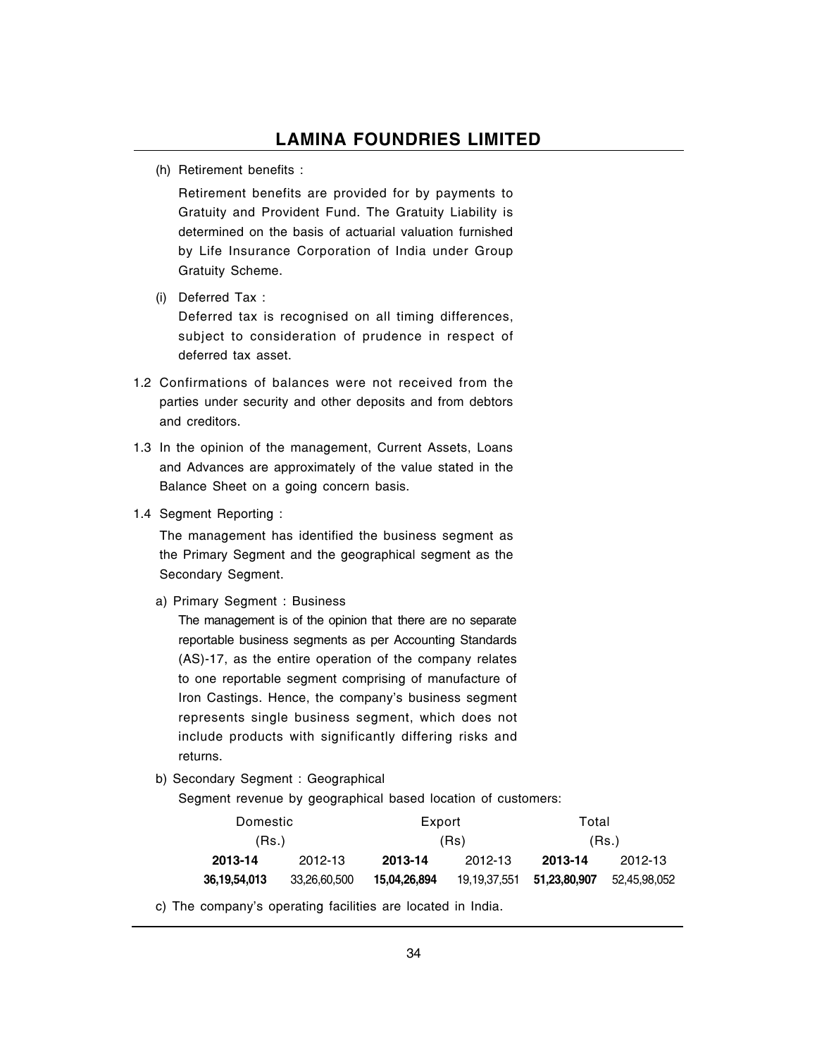(h) Retirement benefits :

Retirement benefits are provided for by payments to Gratuity and Provident Fund. The Gratuity Liability is determined on the basis of actuarial valuation furnished by Life Insurance Corporation of India under Group Gratuity Scheme.

(i) Deferred Tax :

Deferred tax is recognised on all timing differences, subject to consideration of prudence in respect of deferred tax asset.

1.2 Confirmations of balances were not received from the parties under security and other deposits and from debtors and creditors.

1.3 In the opinion of the management, Current Assets, Loans and Advances are approximately of the value stated in the Balance Sheet on a going concern basis.

1.4 Segment Reporting :

The management has identified the business segment as the Primary Segment and the geographical segment as the Secondary Segment.

a) Primary Segment : Business

The management is of the opinion that there are no separate reportable business segments as per Accounting Standards (AS)-17, as the entire operation of the company relates to one reportable segment comprising of manufacture of Iron Castings. Hence, the company's business segment represents single business segment, which does not include products with significantly differing risks and returns.

b) Secondary Segment : Geographical

Segment revenue by geographical based location of customers:

| Domestic (Rs.) | | Export (Rs) | | Total (Rs.) | |
|---|---|---|---|---|---|
| **2013-14** | 2012-13 | **2013-14** | 2012-13 | **2013-14** | 2012-13 |
| **36,19,54,013** | 33,26,60,500 | **15,04,26,894** | 19,19,37,551 | **51,23,80,907** | 52,45,98,052 |

c) The company's operating facilities are located in India.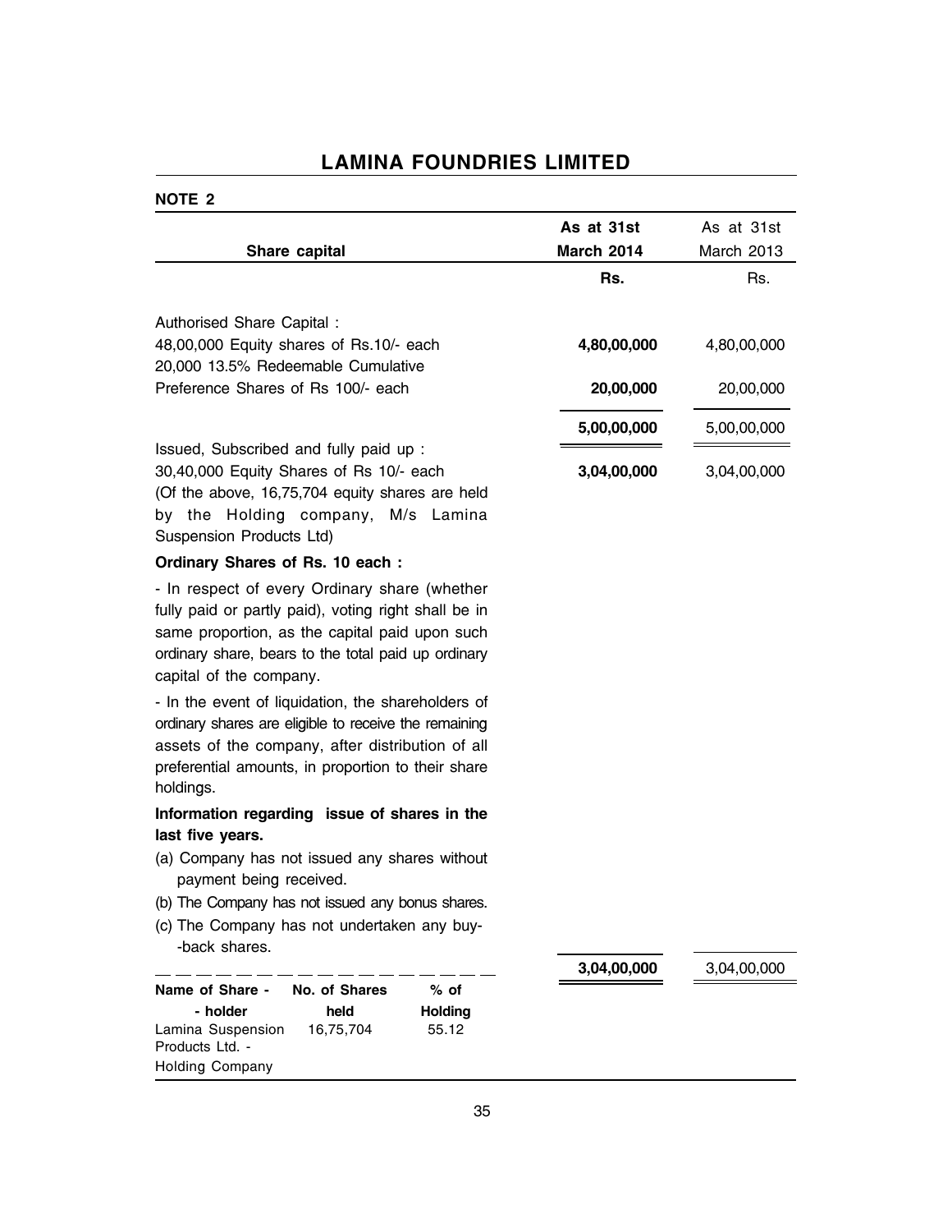## LAMINA FOUNDRIES LIMITED

**NOTE 2**

| Share capital | As at 31st March 2014 | As at 31st March 2013 |
|---|---|---|
| | **Rs.** | Rs. |
| Authorised Share Capital : | | |
| 48,00,000 Equity shares of Rs.10/- each | **4,80,00,000** | 4,80,00,000 |
| 20,000 13.5% Redeemable Cumulative Preference Shares of Rs 100/- each | **20,00,000** | 20,00,000 |
| | **5,00,00,000** | 5,00,00,000 |
| Issued, Subscribed and fully paid up : | | |
| 30,40,000 Equity Shares of Rs 10/- each (Of the above, 16,75,704 equity shares are held by the Holding company, M/s Lamina Suspension Products Ltd) | **3,04,00,000** | 3,04,00,000 |

**Ordinary Shares of Rs. 10 each :**

- In respect of every Ordinary share (whether fully paid or partly paid), voting right shall be in same proportion, as the capital paid upon such ordinary share, bears to the total paid up ordinary capital of the company.

- In the event of liquidation, the shareholders of ordinary shares are eligible to receive the remaining assets of the company, after distribution of all preferential amounts, in proportion to their share holdings.

**Information regarding issue of shares in the last five years.**

(a) Company has not issued any shares without payment being received.

(b) The Company has not issued any bonus shares.

(c) The Company has not undertaken any buy-back shares.

| | **3,04,00,000** | 3,04,00,000 |
|---|---|---|

| Name of Share-holder | No. of Shares held | % of Holding |
|---|---|---|
| Lamina Suspension Products Ltd. - Holding Company | 16,75,704 | 55.12 |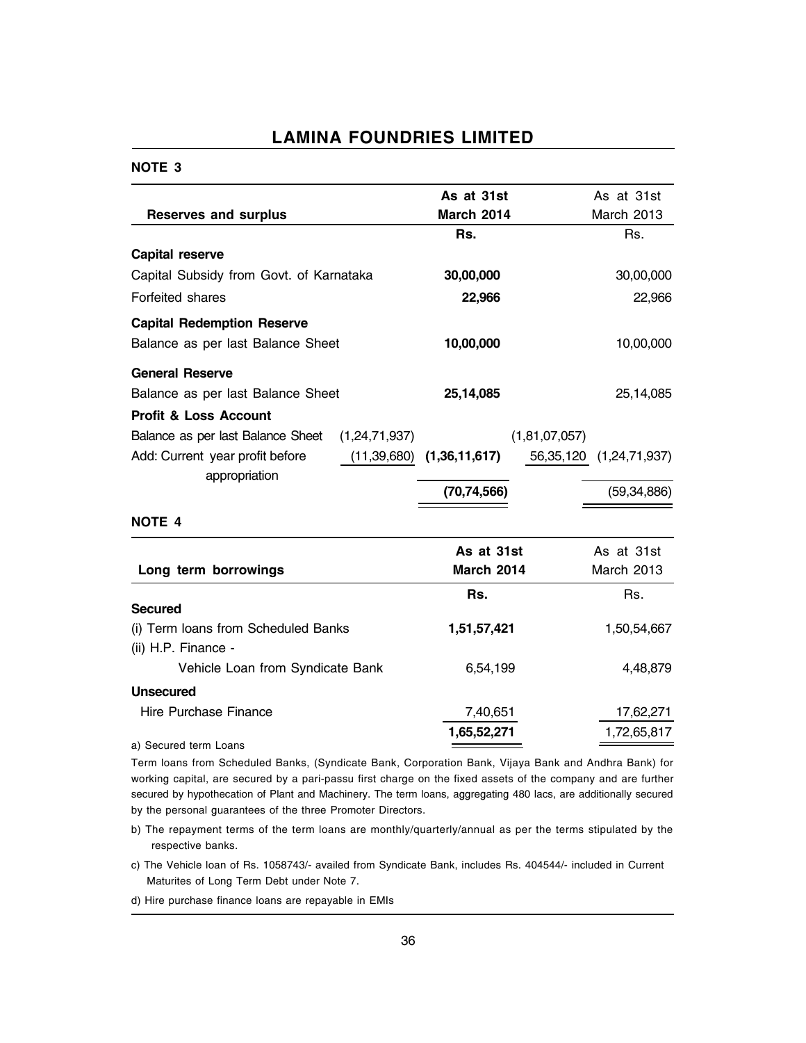## NOTE 3

| Reserves and surplus | | As at 31st March 2014 Rs. | | As at 31st March 2013 Rs. |
|---|---|---|---|---|
| **Capital reserve** | | | | |
| Capital Subsidy from Govt. of Karnataka | | **30,00,000** | | 30,00,000 |
| Forfeited shares | | **22,966** | | 22,966 |
| **Capital Redemption Reserve** | | | | |
| Balance as per last Balance Sheet | | **10,00,000** | | 10,00,000 |
| **General Reserve** | | | | |
| Balance as per last Balance Sheet | | **25,14,085** | | 25,14,085 |
| **Profit & Loss Account** | | | | |
| Balance as per last Balance Sheet | (1,24,71,937) | | (1,81,07,057) | |
| Add: Current year profit before appropriation | (11,39,680) | **(1,36,11,617)** | 56,35,120 | (1,24,71,937) |
| | | **(70,74,566)** | | (59,34,886) |

## NOTE 4

| Long term borrowings | As at 31st March 2014 Rs. | As at 31st March 2013 Rs. |
|---|---|---|
| **Secured** | | |
| (i) Term loans from Scheduled Banks | **1,51,57,421** | 1,50,54,667 |
| (ii) H.P. Finance - | | |
| Vehicle Loan from Syndicate Bank | 6,54,199 | 4,48,879 |
| **Unsecured** | | |
| Hire Purchase Finance | 7,40,651 | 17,62,271 |
| | **1,65,52,271** | 1,72,65,817 |

a) Secured term Loans

Term loans from Scheduled Banks, (Syndicate Bank, Corporation Bank, Vijaya Bank and Andhra Bank) for working capital, are secured by a pari-passu first charge on the fixed assets of the company and are further secured by hypothecation of Plant and Machinery. The term loans, aggregating 480 lacs, are additionally secured by the personal guarantees of the three Promoter Directors.

b) The repayment terms of the term loans are monthly/quarterly/annual as per the terms stipulated by the respective banks.

c) The Vehicle loan of Rs. 1058743/- availed from Syndicate Bank, includes Rs. 404544/- included in Current Maturites of Long Term Debt under Note 7.

d) Hire purchase finance loans are repayable in EMIs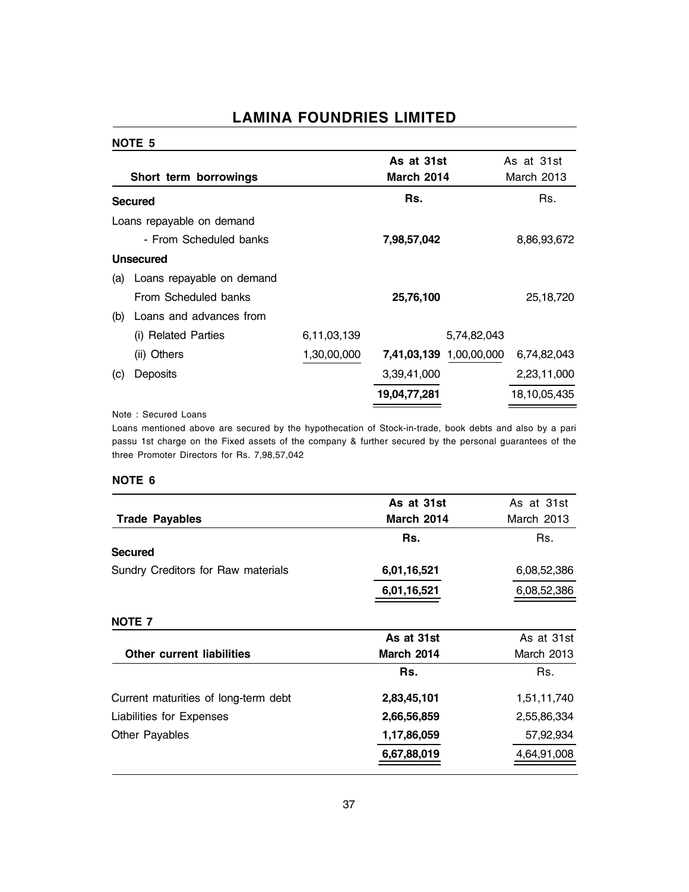# LAMINA FOUNDRIES LIMITED

## NOTE 5

| Short term borrowings | | As at 31st March 2014 | | As at 31st March 2013 |
|---|---|---|---|---|
| **Secured** | | **Rs.** | | Rs. |
| Loans repayable on demand | | | | |
| - From Scheduled banks | | **7,98,57,042** | | 8,86,93,672 |
| **Unsecured** | | | | |
| (a) Loans repayable on demand | | | | |
| From Scheduled banks | | **25,76,100** | | 25,18,720 |
| (b) Loans and advances from | | | | |
| (i) Related Parties | 6,11,03,139 | | 5,74,82,043 | |
| (ii) Others | 1,30,00,000 | **7,41,03,139** | 1,00,00,000 | 6,74,82,043 |
| (c) Deposits | | 3,39,41,000 | | 2,23,11,000 |
| | | **19,04,77,281** | | 18,10,05,435 |

Note : Secured Loans

Loans mentioned above are secured by the hypothecation of Stock-in-trade, book debts and also by a pari passu 1st charge on the Fixed assets of the company & further secured by the personal guarantees of the three Promoter Directors for Rs. 7,98,57,042

## NOTE 6

| Trade Payables | As at 31st March 2014 | As at 31st March 2013 |
|---|---|---|
| | **Rs.** | Rs. |
| **Secured** | | |
| Sundry Creditors for Raw materials | **6,01,16,521** | 6,08,52,386 |
| | **6,01,16,521** | 6,08,52,386 |

## NOTE 7

| Other current liabilities | As at 31st March 2014 | As at 31st March 2013 |
|---|---|---|
| | **Rs.** | Rs. |
| Current maturities of long-term debt | **2,83,45,101** | 1,51,11,740 |
| Liabilities for Expenses | **2,66,56,859** | 2,55,86,334 |
| Other Payables | **1,17,86,059** | 57,92,934 |
| | **6,67,88,019** | 4,64,91,008 |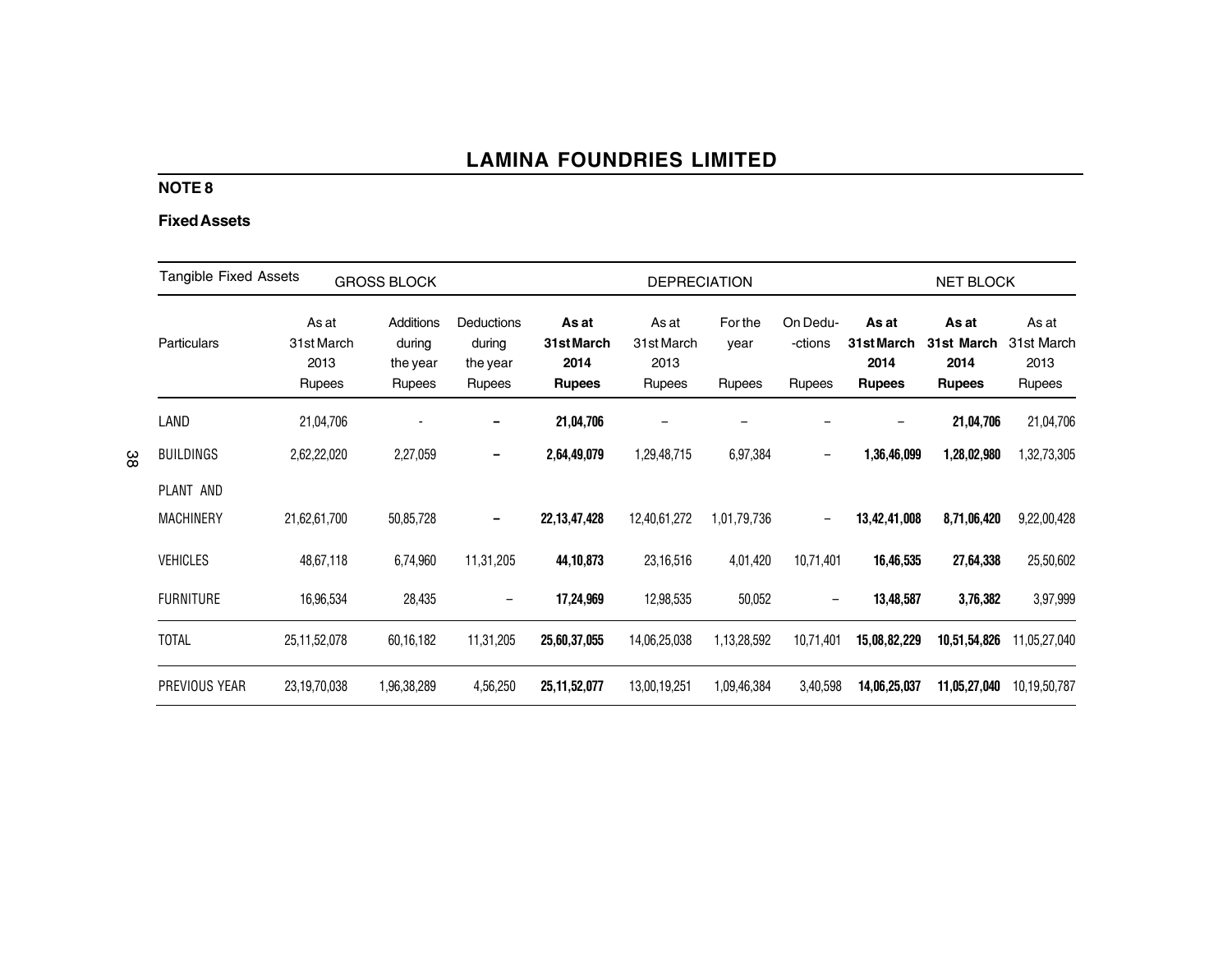## LAMINA FOUNDRIES LIMITED

**NOTE 8**

**Fixed Assets**

| Tangible Fixed Assets | GROSS BLOCK | | | | DEPRECIATION | | | | NET BLOCK | |
|---|---|---|---|---|---|---|---|---|---|---|
| Particulars | As at 31st March 2013 Rupees | Additions during the year Rupees | Deductions during the year Rupees | **As at 31st March 2014 Rupees** | As at 31st March 2013 Rupees | For the year Rupees | On Dedu- -ctions Rupees | **As at 31st March 2014 Rupees** | **As at 31st March 2014 Rupees** | As at 31st March 2013 Rupees |
| LAND | 21,04,706 | - | – | **21,04,706** | – | – | – | – | **21,04,706** | 21,04,706 |
| BUILDINGS | 2,62,22,020 | 2,27,059 | – | **2,64,49,079** | 1,29,48,715 | 6,97,384 | – | **1,36,46,099** | **1,28,02,980** | 1,32,73,305 |
| PLANT AND MACHINERY | 21,62,61,700 | 50,85,728 | – | **22,13,47,428** | 12,40,61,272 | 1,01,79,736 | – | **13,42,41,008** | **8,71,06,420** | 9,22,00,428 |
| VEHICLES | 48,67,118 | 6,74,960 | 11,31,205 | **44,10,873** | 23,16,516 | 4,01,420 | 10,71,401 | **16,46,535** | **27,64,338** | 25,50,602 |
| FURNITURE | 16,96,534 | 28,435 | – | **17,24,969** | 12,98,535 | 50,052 | – | **13,48,587** | **3,76,382** | 3,97,999 |
| TOTAL | 25,11,52,078 | 60,16,182 | 11,31,205 | **25,60,37,055** | 14,06,25,038 | 1,13,28,592 | 10,71,401 | **15,08,82,229** | **10,51,54,826** | 11,05,27,040 |
| PREVIOUS YEAR | 23,19,70,038 | 1,96,38,289 | 4,56,250 | **25,11,52,077** | 13,00,19,251 | 1,09,46,384 | 3,40,598 | **14,06,25,037** | **11,05,27,040** | 10,19,50,787 |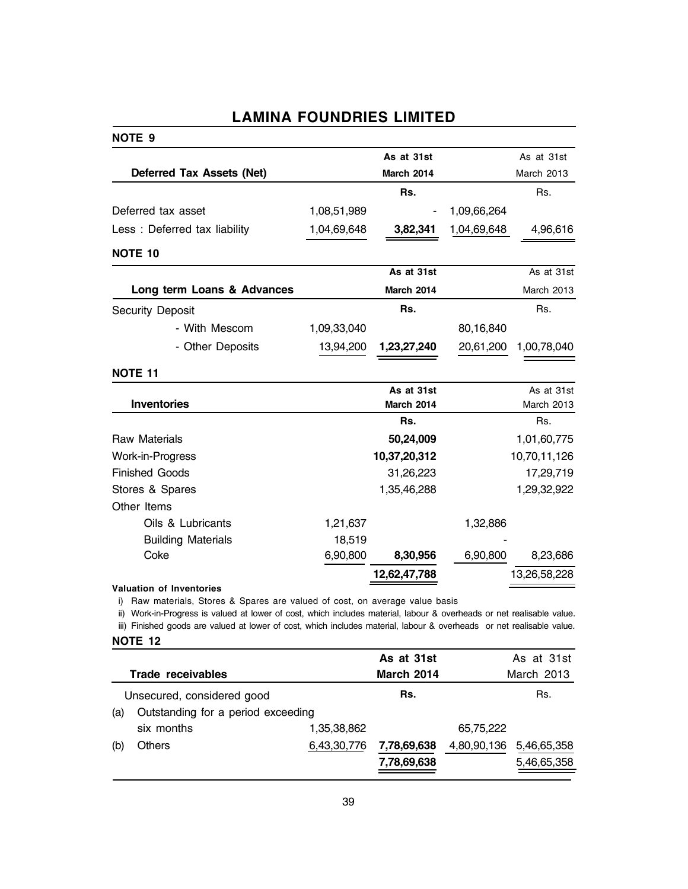# LAMINA FOUNDRIES LIMITED

## NOTE 9

| Deferred Tax Assets (Net) | | As at 31st March 2014 | | As at 31st March 2013 |
|---|---|---|---|---|
| | | Rs. | | Rs. |
| Deferred tax asset | 1,08,51,989 | - | 1,09,66,264 | |
| Less : Deferred tax liability | 1,04,69,648 | **3,82,341** | 1,04,69,648 | 4,96,616 |

## NOTE 10

| Long term Loans & Advances | | As at 31st March 2014 | | As at 31st March 2013 |
|---|---|---|---|---|
| Security Deposit | | Rs. | | Rs. |
| - With Mescom | 1,09,33,040 | | 80,16,840 | |
| - Other Deposits | 13,94,200 | **1,23,27,240** | 20,61,200 | 1,00,78,040 |

## NOTE 11

| Inventories | | As at 31st March 2014 | | As at 31st March 2013 |
|---|---|---|---|---|
| | | Rs. | | Rs. |
| Raw Materials | | **50,24,009** | | 1,01,60,775 |
| Work-in-Progress | | **10,37,20,312** | | 10,70,11,126 |
| Finished Goods | | 31,26,223 | | 17,29,719 |
| Stores & Spares | | 1,35,46,288 | | 1,29,32,922 |
| Other Items | | | | |
| Oils & Lubricants | 1,21,637 | | 1,32,886 | |
| Building Materials | 18,519 | | - | |
| Coke | 6,90,800 | **8,30,956** | 6,90,800 | 8,23,686 |
| | | **12,62,47,788** | | 13,26,58,228 |

**Valuation of Inventories**

i) Raw materials, Stores & Spares are valued of cost, on average value basis

ii) Work-in-Progress is valued at lower of cost, which includes material, labour & overheads or net realisable value.

iii) Finished goods are valued at lower of cost, which includes material, labour & overheads or net realisable value.

## NOTE 12

| Trade receivables | | As at 31st March 2014 | | As at 31st March 2013 |
|---|---|---|---|---|
| Unsecured, considered good | | Rs. | | Rs. |
| (a) Outstanding for a period exceeding six months | 1,35,38,862 | | 65,75,222 | |
| (b) Others | 6,43,30,776 | **7,78,69,638** | 4,80,90,136 | 5,46,65,358 |
| | | **7,78,69,638** | | 5,46,65,358 |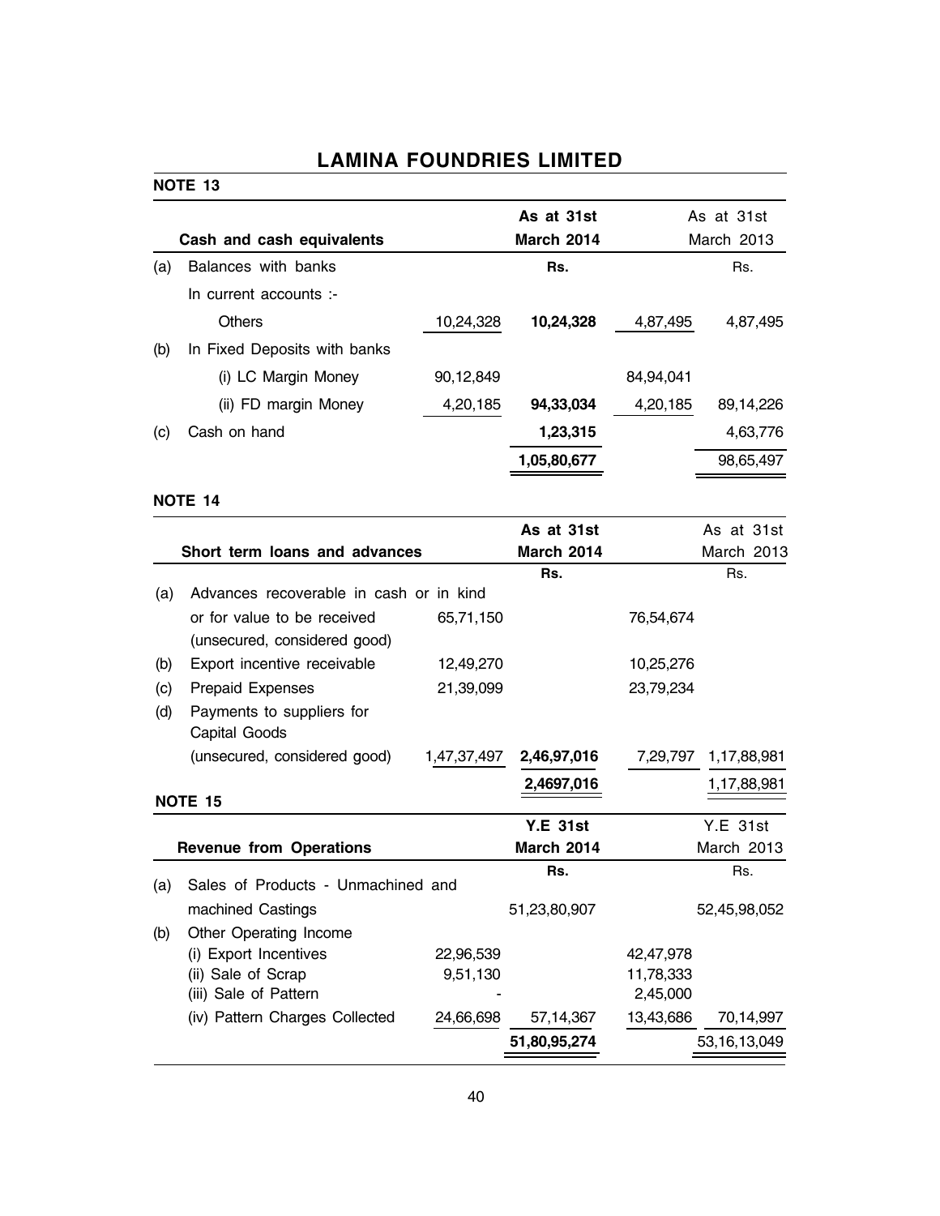# LAMINA FOUNDRIES LIMITED

## NOTE 13

| | Cash and cash equivalents | | As at 31st March 2014 | | As at 31st March 2013 |
|---|---|---|---|---|---|
| (a) | Balances with banks | | Rs. | | Rs. |
| | In current accounts :- | | | | |
| | Others | 10,24,328 | **10,24,328** | 4,87,495 | 4,87,495 |
| (b) | In Fixed Deposits with banks | | | | |
| | (i) LC Margin Money | 90,12,849 | | 84,94,041 | |
| | (ii) FD margin Money | 4,20,185 | **94,33,034** | 4,20,185 | 89,14,226 |
| (c) | Cash on hand | | **1,23,315** | | 4,63,776 |
| | | | **1,05,80,677** | | 98,65,497 |

## NOTE 14

| | Short term loans and advances | | As at 31st March 2014 | | As at 31st March 2013 |
|---|---|---|---|---|---|
| | | | Rs. | | Rs. |
| (a) | Advances recoverable in cash or in kind or for value to be received (unsecured, considered good) | 65,71,150 | | 76,54,674 | |
| (b) | Export incentive receivable | 12,49,270 | | 10,25,276 | |
| (c) | Prepaid Expenses | 21,39,099 | | 23,79,234 | |
| (d) | Payments to suppliers for Capital Goods (unsecured, considered good) | 1,47,37,497 | **2,46,97,016** | 7,29,797 | 1,17,88,981 |
| | | | **2,4697,016** | | 1,17,88,981 |

## NOTE 15

| | Revenue from Operations | | Y.E 31st March 2014 | | Y.E 31st March 2013 |
|---|---|---|---|---|---|
| | | | Rs. | | Rs. |
| (a) | Sales of Products - Unmachined and machined Castings | | 51,23,80,907 | | 52,45,98,052 |
| (b) | Other Operating Income | | | | |
| | (i) Export Incentives | 22,96,539 | | 42,47,978 | |
| | (ii) Sale of Scrap | 9,51,130 | | 11,78,333 | |
| | (iii) Sale of Pattern | - | | 2,45,000 | |
| | (iv) Pattern Charges Collected | 24,66,698 | 57,14,367 | 13,43,686 | 70,14,997 |
| | | | **51,80,95,274** | | 53,16,13,049 |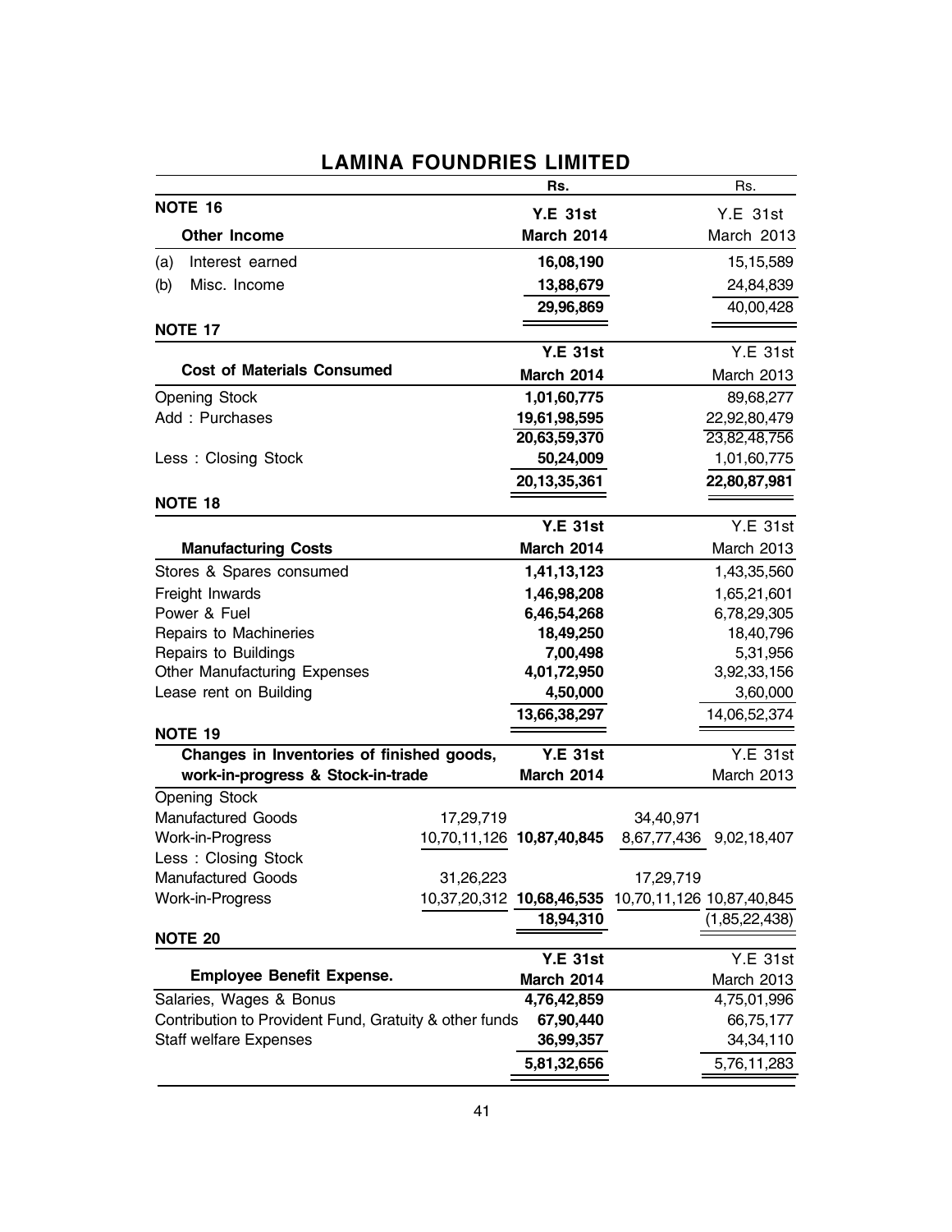# LAMINA FOUNDRIES LIMITED

## NOTE 16

| Other Income | Y.E 31st March 2014 Rs. | Y.E 31st March 2013 Rs. |
|---|---|---|
| (a) Interest earned | **16,08,190** | 15,15,589 |
| (b) Misc. Income | **13,88,679** | 24,84,839 |
| | **29,96,869** | 40,00,428 |

## NOTE 17

| Cost of Materials Consumed | Y.E 31st March 2014 | Y.E 31st March 2013 |
|---|---|---|
| Opening Stock | **1,01,60,775** | 89,68,277 |
| Add : Purchases | **19,61,98,595** | 22,92,80,479 |
| | **20,63,59,370** | 23,82,48,756 |
| Less : Closing Stock | **50,24,009** | 1,01,60,775 |
| | **20,13,35,361** | **22,80,87,981** |

## NOTE 18

| Manufacturing Costs | Y.E 31st March 2014 | Y.E 31st March 2013 |
|---|---|---|
| Stores & Spares consumed | **1,41,13,123** | 1,43,35,560 |
| Freight Inwards | **1,46,98,208** | 1,65,21,601 |
| Power & Fuel | **6,46,54,268** | 6,78,29,305 |
| Repairs to Machineries | **18,49,250** | 18,40,796 |
| Repairs to Buildings | **7,00,498** | 5,31,956 |
| Other Manufacturing Expenses | **4,01,72,950** | 3,92,33,156 |
| Lease rent on Building | **4,50,000** | 3,60,000 |
| | **13,66,38,297** | 14,06,52,374 |

## NOTE 19

| Changes in Inventories of finished goods, work-in-progress & Stock-in-trade | | Y.E 31st March 2014 | | Y.E 31st March 2013 |
|---|---|---|---|---|
| Opening Stock | | | | |
| Manufactured Goods | 17,29,719 | | 34,40,971 | |
| Work-in-Progress | 10,70,11,126 | **10,87,40,845** | 8,67,77,436 | 9,02,18,407 |
| Less : Closing Stock | | | | |
| Manufactured Goods | 31,26,223 | | 17,29,719 | |
| Work-in-Progress | 10,37,20,312 | **10,68,46,535** | 10,70,11,126 | 10,87,40,845 |
| | | **18,94,310** | | (1,85,22,438) |

## NOTE 20

| Employee Benefit Expense. | Y.E 31st March 2014 | Y.E 31st March 2013 |
|---|---|---|
| Salaries, Wages & Bonus | **4,76,42,859** | 4,75,01,996 |
| Contribution to Provident Fund, Gratuity & other funds | **67,90,440** | 66,75,177 |
| Staff welfare Expenses | **36,99,357** | 34,34,110 |
| | **5,81,32,656** | 5,76,11,283 |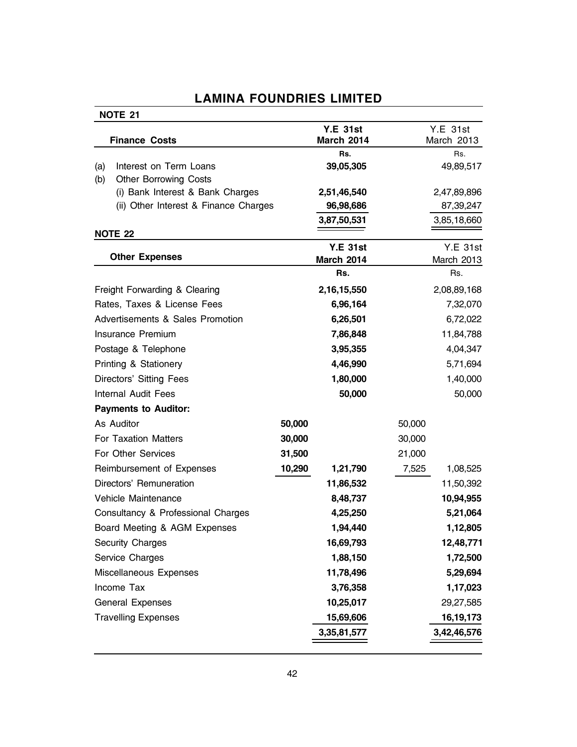# LAMINA FOUNDRIES LIMITED

**NOTE 21**

| **Finance Costs** | **Y.E 31st March 2014** | Y.E 31st March 2013 |
|---|---|---|
| | **Rs.** | Rs. |
| (a) Interest on Term Loans | **39,05,305** | 49,89,517 |
| (b) Other Borrowing Costs | | |
| (i) Bank Interest & Bank Charges | **2,51,46,540** | 2,47,89,896 |
| (ii) Other Interest & Finance Charges | **96,98,686** | 87,39,247 |
| | **3,87,50,531** | 3,85,18,660 |

**NOTE 22**

| **Other Expenses** | | **Y.E 31st March 2014** | | Y.E 31st March 2013 |
|---|---|---|---|---|
| | | **Rs.** | | Rs. |
| Freight Forwarding & Clearing | | **2,16,15,550** | | 2,08,89,168 |
| Rates, Taxes & License Fees | | **6,96,164** | | 7,32,070 |
| Advertisements & Sales Promotion | | **6,26,501** | | 6,72,022 |
| Insurance Premium | | **7,86,848** | | 11,84,788 |
| Postage & Telephone | | **3,95,355** | | 4,04,347 |
| Printing & Stationery | | **4,46,990** | | 5,71,694 |
| Directors' Sitting Fees | | **1,80,000** | | 1,40,000 |
| Internal Audit Fees | | **50,000** | | 50,000 |
| **Payments to Auditor:** | | | | |
| As Auditor | **50,000** | | 50,000 | |
| For Taxation Matters | **30,000** | | 30,000 | |
| For Other Services | **31,500** | | 21,000 | |
| Reimbursement of Expenses | **10,290** | **1,21,790** | 7,525 | 1,08,525 |
| Directors' Remuneration | | **11,86,532** | | 11,50,392 |
| Vehicle Maintenance | | **8,48,737** | | **10,94,955** |
| Consultancy & Professional Charges | | **4,25,250** | | **5,21,064** |
| Board Meeting & AGM Expenses | | **1,94,440** | | **1,12,805** |
| Security Charges | | **16,69,793** | | **12,48,771** |
| Service Charges | | **1,88,150** | | **1,72,500** |
| Miscellaneous Expenses | | **11,78,496** | | **5,29,694** |
| Income Tax | | **3,76,358** | | **1,17,023** |
| General Expenses | | **10,25,017** | | 29,27,585 |
| Travelling Expenses | | **15,69,606** | | **16,19,173** |
| | | **3,35,81,577** | | **3,42,46,576** |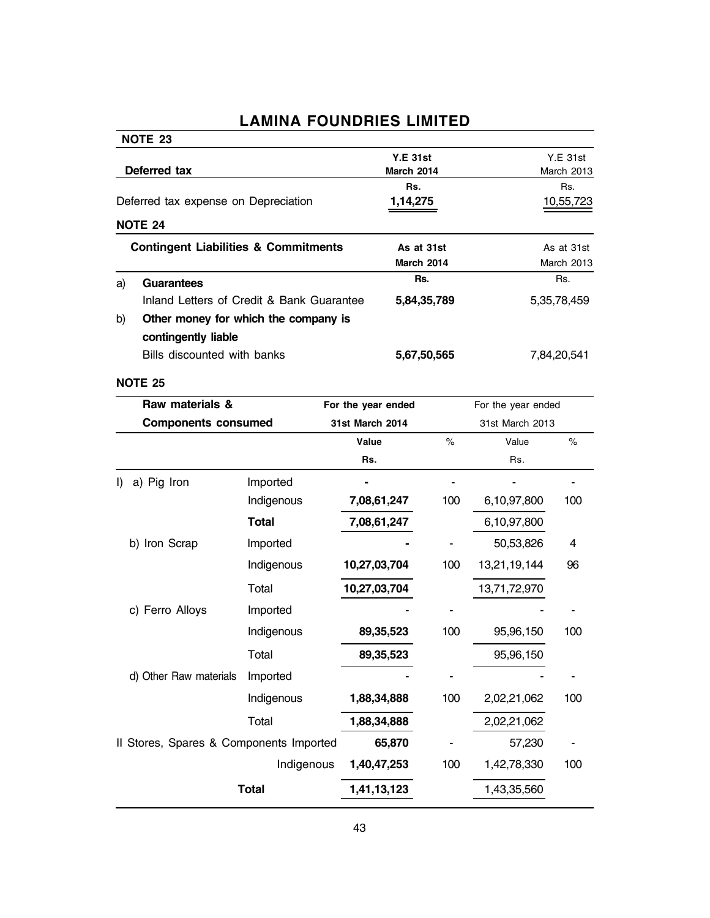# LAMINA FOUNDRIES LIMITED

**NOTE 23**

| **Deferred tax** | **Y.E 31st March 2014** | Y.E 31st March 2013 |
|---|---|---|
| | **Rs.** | Rs. |
| Deferred tax expense on Depreciation | 1,14,275 | 10,55,723 |

**NOTE 24**

| | **Contingent Liabilities & Commitments** | **As at 31st March 2014** | As at 31st March 2013 |
|---|---|---|---|
| a) | **Guarantees** | **Rs.** | Rs. |
| | Inland Letters of Credit & Bank Guarantee | **5,84,35,789** | 5,35,78,459 |
| b) | **Other money for which the company is contingently liable** | | |
| | Bills discounted with banks | **5,67,50,565** | 7,84,20,541 |

**NOTE 25**

| **Raw materials & Components consumed** | | **For the year ended 31st March 2014** | | For the year ended 31st March 2013 | |
|---|---|---|---|---|---|
| | | **Value Rs.** | % | Value Rs. | % |
| I) a) Pig Iron | Imported | **-** | - | - | - |
| | Indigenous | **7,08,61,247** | 100 | 6,10,97,800 | 100 |
| | **Total** | **7,08,61,247** | | 6,10,97,800 | |
| b) Iron Scrap | Imported | **-** | - | 50,53,826 | 4 |
| | Indigenous | **10,27,03,704** | 100 | 13,21,19,144 | 96 |
| | Total | **10,27,03,704** | | 13,71,72,970 | |
| c) Ferro Alloys | Imported | - | - | - | - |
| | Indigenous | **89,35,523** | 100 | 95,96,150 | 100 |
| | Total | **89,35,523** | | 95,96,150 | |
| d) Other Raw materials | Imported | - | - | - | - |
| | Indigenous | **1,88,34,888** | 100 | 2,02,21,062 | 100 |
| | Total | **1,88,34,888** | | 2,02,21,062 | |
| II Stores, Spares & Components | Imported | **65,870** | - | 57,230 | - |
| | Indigenous | **1,40,47,253** | 100 | 1,42,78,330 | 100 |
| | **Total** | **1,41,13,123** | | 1,43,35,560 | |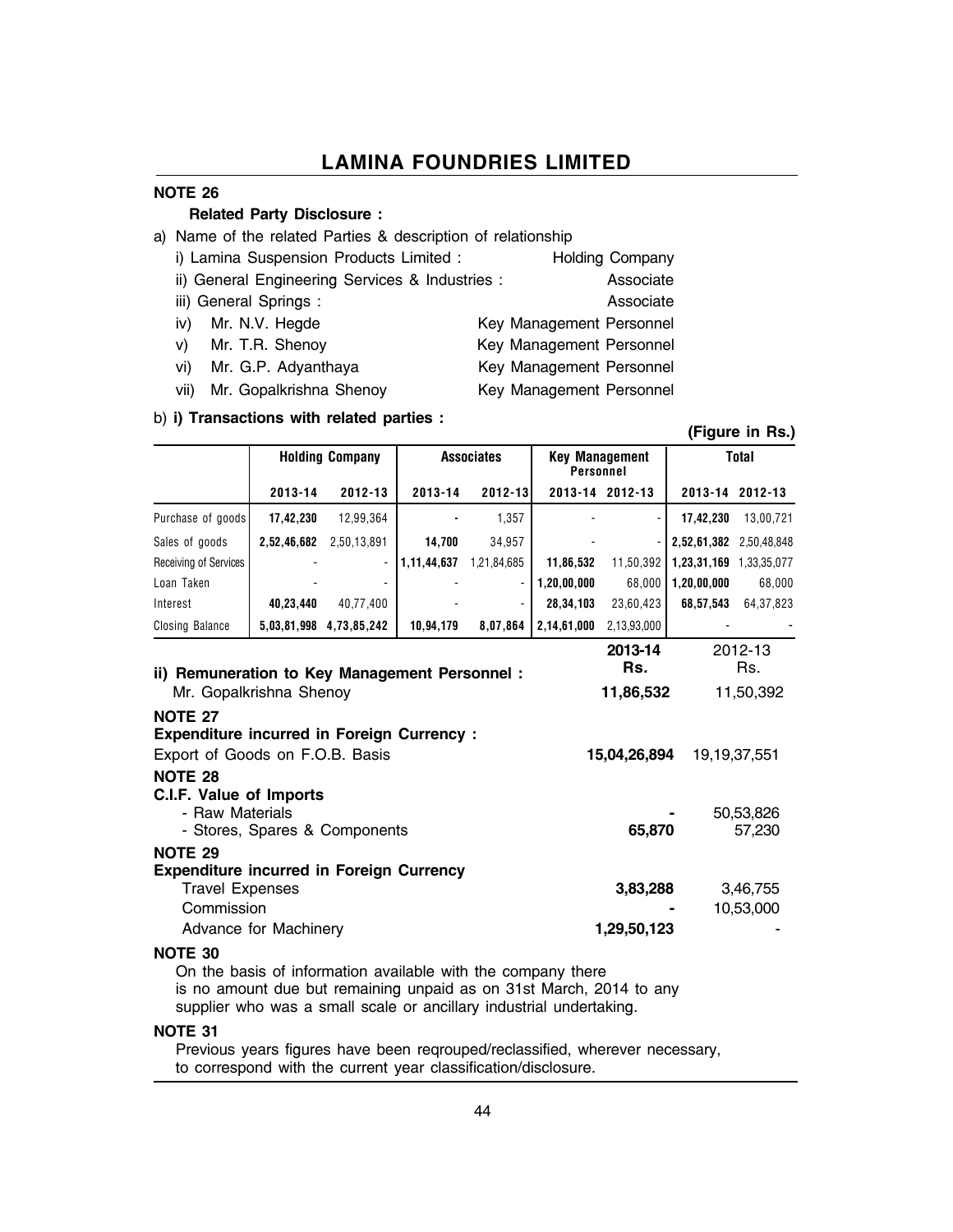# LAMINA FOUNDRIES LIMITED

**NOTE 26**

**Related Party Disclosure :**

a) Name of the related Parties & description of relationship

| | |
|---|---|
| i) Lamina Suspension Products Limited : | Holding Company |
| ii) General Engineering Services & Industries : | Associate |
| iii) General Springs : | Associate |
| iv) Mr. N.V. Hegde | Key Management Personnel |
| v) Mr. T.R. Shenoy | Key Management Personnel |
| vi) Mr. G.P. Adyanthaya | Key Management Personnel |
| vii) Mr. Gopalkrishna Shenoy | Key Management Personnel |

b) **i) Transactions with related parties :**

**(Figure in Rs.)**

| | Holding Company | | Associates | | Key Management Personnel | | Total | |
|---|---|---|---|---|---|---|---|---|
| | 2013-14 | 2012-13 | 2013-14 | 2012-13 | 2013-14 | 2012-13 | 2013-14 | 2012-13 |
| Purchase of goods | **17,42,230** | 12,99,364 | **-** | 1,357 | - | - | **17,42,230** | 13,00,721 |
| Sales of goods | **2,52,46,682** | 2,50,13,891 | **14,700** | 34,957 | - | - | **2,52,61,382** | 2,50,48,848 |
| Receiving of Services | - | - | **1,11,44,637** | 1,21,84,685 | **11,86,532** | 11,50,392 | **1,23,31,169** | 1,33,35,077 |
| Loan Taken | - | - | - | - | **1,20,00,000** | 68,000 | **1,20,00,000** | 68,000 |
| Interest | **40,23,440** | 40,77,400 | - | - | **28,34,103** | 23,60,423 | **68,57,543** | 64,37,823 |
| Closing Balance | **5,03,81,998** | **4,73,85,242** | **10,94,179** | **8,07,864** | **2,14,61,000** | 2,13,93,000 | - | - |

| | 2013-14 Rs. | 2012-13 Rs. |
|---|---|---|
| **ii) Remuneration to Key Management Personnel :** | | |
| Mr. Gopalkrishna Shenoy | **11,86,532** | 11,50,392 |
| **NOTE 27** | | |
| **Expenditure incurred in Foreign Currency :** | | |
| Export of Goods on F.O.B. Basis | **15,04,26,894** | 19,19,37,551 |
| **NOTE 28** | | |
| **C.I.F. Value of Imports** | | |
| - Raw Materials | **-** | 50,53,826 |
| - Stores, Spares & Components | **65,870** | 57,230 |
| **NOTE 29** | | |
| **Expenditure incurred in Foreign Currency** | | |
| Travel Expenses | **3,83,288** | 3,46,755 |
| Commission | **-** | 10,53,000 |
| Advance for Machinery | **1,29,50,123** | - |

**NOTE 30**

On the basis of information available with the company there is no amount due but remaining unpaid as on 31st March, 2014 to any supplier who was a small scale or ancillary industrial undertaking.

**NOTE 31**

Previous years figures have been reqrouped/reclassified, wherever necessary, to correspond with the current year classification/disclosure.